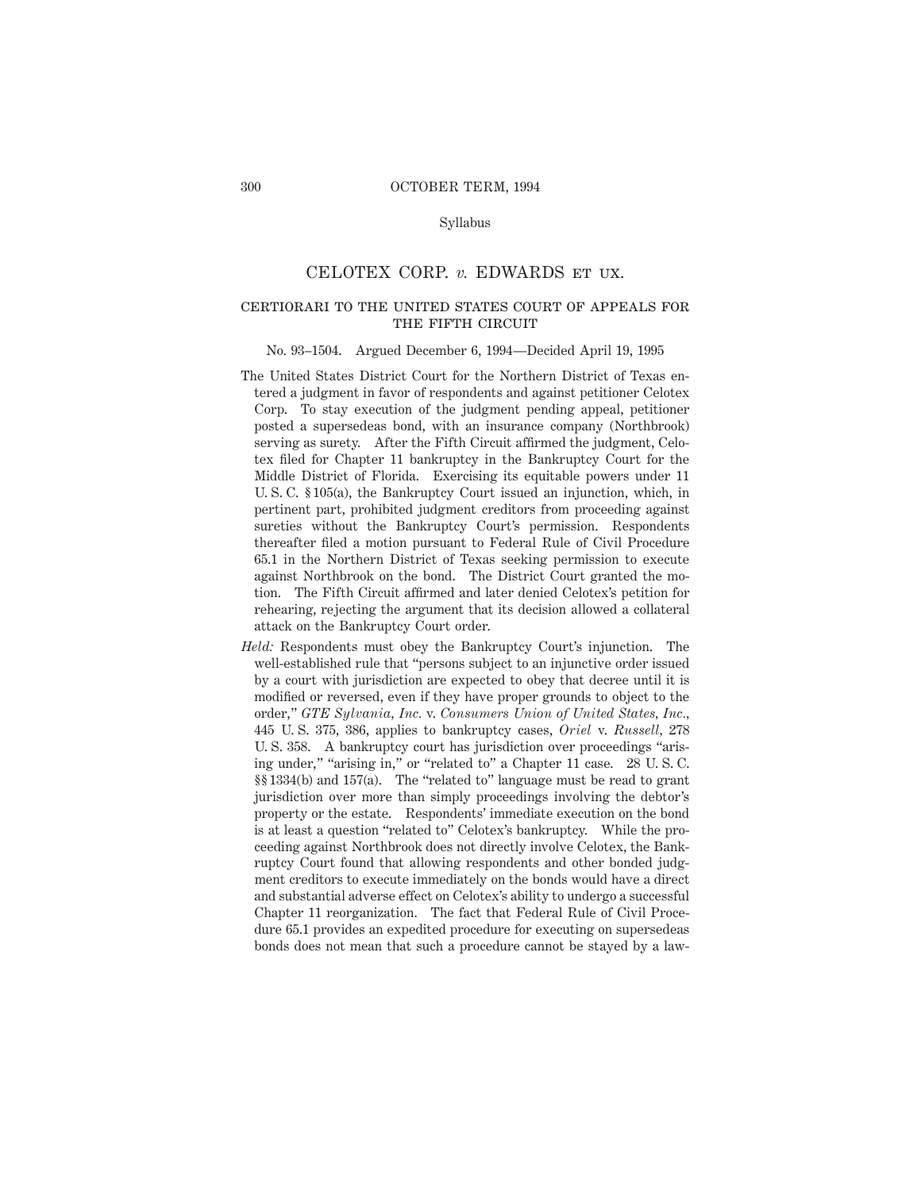OCTOBER TERM, 1994

Syllabus

# CELOTEX CORP. *v.* EDWARDS ET UX.

## CERTIORARI TO THE UNITED STATES COURT OF APPEALS FOR THE FIFTH CIRCUIT

No. 93–1504. Argued December 6, 1994—Decided April 19, 1995

The United States District Court for the Northern District of Texas entered a judgment in favor of respondents and against petitioner Celotex Corp. To stay execution of the judgment pending appeal, petitioner posted a supersedeas bond, with an insurance company (Northbrook) serving as surety. After the Fifth Circuit affirmed the judgment, Celotex filed for Chapter 11 bankruptcy in the Bankruptcy Court for the Middle District of Florida. Exercising its equitable powers under 11 U. S. C. § 105(a), the Bankruptcy Court issued an injunction, which, in pertinent part, prohibited judgment creditors from proceeding against sureties without the Bankruptcy Court's permission. Respondents thereafter filed a motion pursuant to Federal Rule of Civil Procedure 65.1 in the Northern District of Texas seeking permission to execute against Northbrook on the bond. The District Court granted the motion. The Fifth Circuit affirmed and later denied Celotex's petition for rehearing, rejecting the argument that its decision allowed a collateral attack on the Bankruptcy Court order.

*Held:* Respondents must obey the Bankruptcy Court's injunction. The well-established rule that "persons subject to an injunctive order issued by a court with jurisdiction are expected to obey that decree until it is modified or reversed, even if they have proper grounds to object to the order," *GTE Sylvania, Inc.* v. *Consumers Union of United States, Inc.*, 445 U. S. 375, 386, applies to bankruptcy cases, *Oriel* v. *Russell*, 278 U. S. 358. A bankruptcy court has jurisdiction over proceedings "arising under," "arising in," or "related to" a Chapter 11 case. 28 U. S. C. §§ 1334(b) and 157(a). The "related to" language must be read to grant jurisdiction over more than simply proceedings involving the debtor's property or the estate. Respondents' immediate execution on the bond is at least a question "related to" Celotex's bankruptcy. While the proceeding against Northbrook does not directly involve Celotex, the Bankruptcy Court found that allowing respondents and other bonded judgment creditors to execute immediately on the bonds would have a direct and substantial adverse effect on Celotex's ability to undergo a successful Chapter 11 reorganization. The fact that Federal Rule of Civil Procedure 65.1 provides an expedited procedure for executing on supersedeas bonds does not mean that such a procedure cannot be stayed by a law-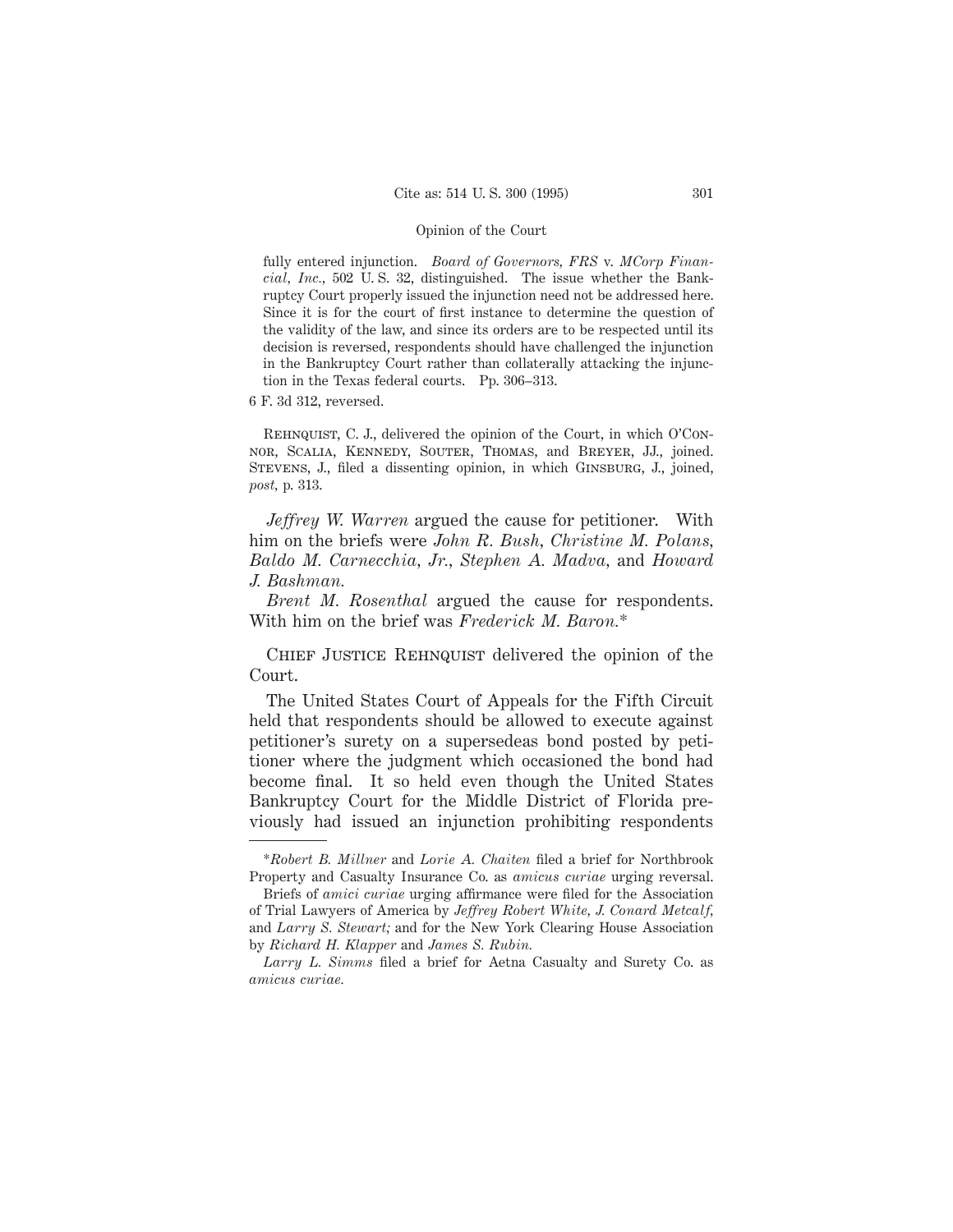fully entered injunction. *Board of Governors, FRS* v. *MCorp Financial, Inc.*, 502 U. S. 32, distinguished. The issue whether the Bankruptcy Court properly issued the injunction need not be addressed here. Since it is for the court of first instance to determine the question of the validity of the law, and since its orders are to be respected until its decision is reversed, respondents should have challenged the injunction in the Bankruptcy Court rather than collaterally attacking the injunction in the Texas federal courts. Pp. 306–313.

6 F. 3d 312, reversed.

Rehnquist, C. J., delivered the opinion of the Court, in which O'Connor, Scalia, Kennedy, Souter, Thomas, and Breyer, JJ., joined. Stevens, J., filed a dissenting opinion, in which Ginsburg, J., joined, *post,* p. 313.

*Jeffrey W. Warren* argued the cause for petitioner. With him on the briefs were *John R. Bush*, *Christine M. Polans*, *Baldo M. Carnecchia, Jr.*, *Stephen A. Madva*, and *Howard J. Bashman.*

*Brent M. Rosenthal* argued the cause for respondents. With him on the brief was *Frederick M. Baron.**

Chief Justice Rehnquist delivered the opinion of the Court.

The United States Court of Appeals for the Fifth Circuit held that respondents should be allowed to execute against petitioner's surety on a supersedeas bond posted by petitioner where the judgment which occasioned the bond had become final. It so held even though the United States Bankruptcy Court for the Middle District of Florida previously had issued an injunction prohibiting respondents

---

*​*Robert B. Millner* and *Lorie A. Chaiten* filed a brief for Northbrook Property and Casualty Insurance Co. as *amicus curiae* urging reversal.

Briefs of *amici curiae* urging affirmance were filed for the Association of Trial Lawyers of America by *Jeffrey Robert White, J. Conard Metcalf,* and *Larry S. Stewart;* and for the New York Clearing House Association by *Richard H. Klapper* and *James S. Rubin.*

*Larry L. Simms* filed a brief for Aetna Casualty and Surety Co. as *amicus curiae.*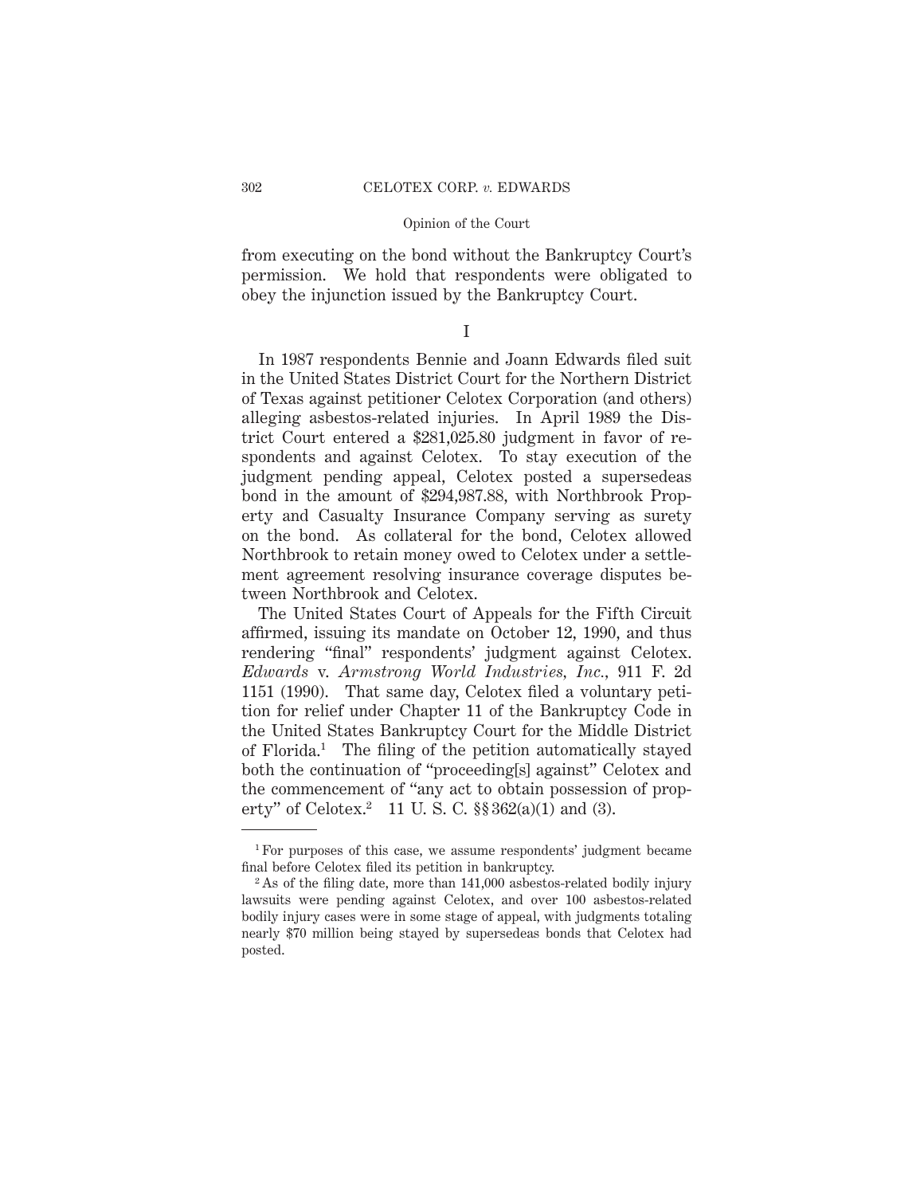from executing on the bond without the Bankruptcy Court's permission. We hold that respondents were obligated to obey the injunction issued by the Bankruptcy Court.

## I

In 1987 respondents Bennie and Joann Edwards filed suit in the United States District Court for the Northern District of Texas against petitioner Celotex Corporation (and others) alleging asbestos-related injuries. In April 1989 the District Court entered a $281,025.80 judgment in favor of respondents and against Celotex. To stay execution of the judgment pending appeal, Celotex posted a supersedeas bond in the amount of $294,987.88, with Northbrook Property and Casualty Insurance Company serving as surety on the bond. As collateral for the bond, Celotex allowed Northbrook to retain money owed to Celotex under a settlement agreement resolving insurance coverage disputes between Northbrook and Celotex.

The United States Court of Appeals for the Fifth Circuit affirmed, issuing its mandate on October 12, 1990, and thus rendering "final" respondents' judgment against Celotex. *Edwards* v. *Armstrong World Industries, Inc.*, 911 F. 2d 1151 (1990). That same day, Celotex filed a voluntary petition for relief under Chapter 11 of the Bankruptcy Code in the United States Bankruptcy Court for the Middle District of Florida.[1] The filing of the petition automatically stayed both the continuation of "proceeding[s] against" Celotex and the commencement of "any act to obtain possession of property" of Celotex.[2] 11 U. S. C. §§ 362(a)(1) and (3).

---

[1] For purposes of this case, we assume respondents' judgment became final before Celotex filed its petition in bankruptcy.

[2] As of the filing date, more than 141,000 asbestos-related bodily injury lawsuits were pending against Celotex, and over 100 asbestos-related bodily injury cases were in some stage of appeal, with judgments totaling nearly $70 million being stayed by supersedeas bonds that Celotex had posted.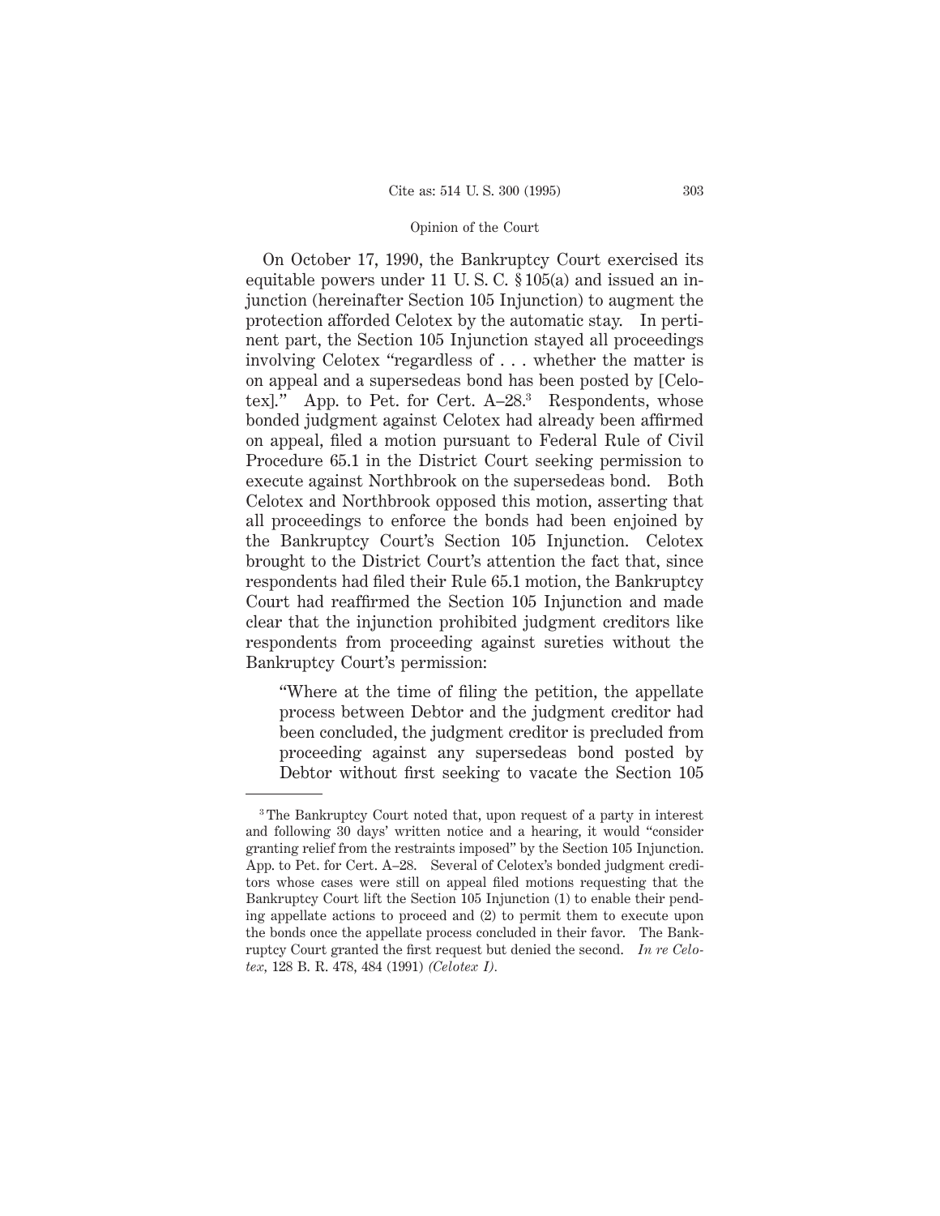On October 17, 1990, the Bankruptcy Court exercised its equitable powers under 11 U. S. C. § 105(a) and issued an injunction (hereinafter Section 105 Injunction) to augment the protection afforded Celotex by the automatic stay. In pertinent part, the Section 105 Injunction stayed all proceedings involving Celotex "regardless of . . . whether the matter is on appeal and a supersedeas bond has been posted by [Celotex]." App. to Pet. for Cert. A–28.[3] Respondents, whose bonded judgment against Celotex had already been affirmed on appeal, filed a motion pursuant to Federal Rule of Civil Procedure 65.1 in the District Court seeking permission to execute against Northbrook on the supersedeas bond. Both Celotex and Northbrook opposed this motion, asserting that all proceedings to enforce the bonds had been enjoined by the Bankruptcy Court's Section 105 Injunction. Celotex brought to the District Court's attention the fact that, since respondents had filed their Rule 65.1 motion, the Bankruptcy Court had reaffirmed the Section 105 Injunction and made clear that the injunction prohibited judgment creditors like respondents from proceeding against sureties without the Bankruptcy Court's permission:

> "Where at the time of filing the petition, the appellate process between Debtor and the judgment creditor had been concluded, the judgment creditor is precluded from proceeding against any supersedeas bond posted by Debtor without first seeking to vacate the Section 105

---

[3] The Bankruptcy Court noted that, upon request of a party in interest and following 30 days' written notice and a hearing, it would "consider granting relief from the restraints imposed" by the Section 105 Injunction. App. to Pet. for Cert. A–28. Several of Celotex's bonded judgment creditors whose cases were still on appeal filed motions requesting that the Bankruptcy Court lift the Section 105 Injunction (1) to enable their pending appellate actions to proceed and (2) to permit them to execute upon the bonds once the appellate process concluded in their favor. The Bankruptcy Court granted the first request but denied the second. *In re Celotex*, 128 B. R. 478, 484 (1991) *(Celotex I)*.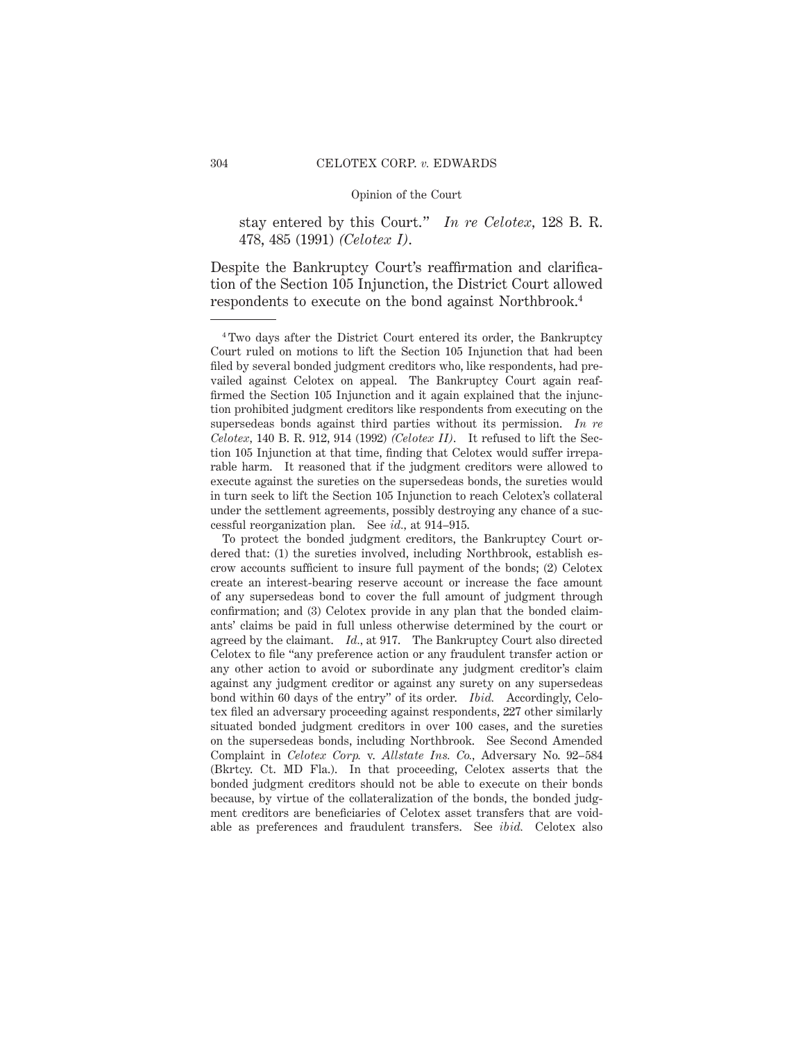stay entered by this Court." *In re Celotex,* 128 B. R. 478, 485 (1991) *(Celotex I).*

Despite the Bankruptcy Court's reaffirmation and clarification of the Section 105 Injunction, the District Court allowed respondents to execute on the bond against Northbrook.[4]

---

[4] Two days after the District Court entered its order, the Bankruptcy Court ruled on motions to lift the Section 105 Injunction that had been filed by several bonded judgment creditors who, like respondents, had prevailed against Celotex on appeal. The Bankruptcy Court again reaffirmed the Section 105 Injunction and it again explained that the injunction prohibited judgment creditors like respondents from executing on the supersedeas bonds against third parties without its permission. *In re Celotex,* 140 B. R. 912, 914 (1992) *(Celotex II).* It refused to lift the Section 105 Injunction at that time, finding that Celotex would suffer irreparable harm. It reasoned that if the judgment creditors were allowed to execute against the sureties on the supersedeas bonds, the sureties would in turn seek to lift the Section 105 Injunction to reach Celotex's collateral under the settlement agreements, possibly destroying any chance of a successful reorganization plan. See *id.,* at 914–915.

To protect the bonded judgment creditors, the Bankruptcy Court ordered that: (1) the sureties involved, including Northbrook, establish escrow accounts sufficient to insure full payment of the bonds; (2) Celotex create an interest-bearing reserve account or increase the face amount of any supersedeas bond to cover the full amount of judgment through confirmation; and (3) Celotex provide in any plan that the bonded claimants' claims be paid in full unless otherwise determined by the court or agreed by the claimant. *Id.,* at 917. The Bankruptcy Court also directed Celotex to file "any preference action or any fraudulent transfer action or any other action to avoid or subordinate any judgment creditor's claim against any judgment creditor or against any surety on any supersedeas bond within 60 days of the entry" of its order. *Ibid.* Accordingly, Celotex filed an adversary proceeding against respondents, 227 other similarly situated bonded judgment creditors in over 100 cases, and the sureties on the supersedeas bonds, including Northbrook. See Second Amended Complaint in *Celotex Corp.* v. *Allstate Ins. Co.,* Adversary No. 92–584 (Bkrtcy. Ct. MD Fla.). In that proceeding, Celotex asserts that the bonded judgment creditors should not be able to execute on their bonds because, by virtue of the collateralization of the bonds, the bonded judgment creditors are beneficiaries of Celotex asset transfers that are voidable as preferences and fraudulent transfers. See *ibid.* Celotex also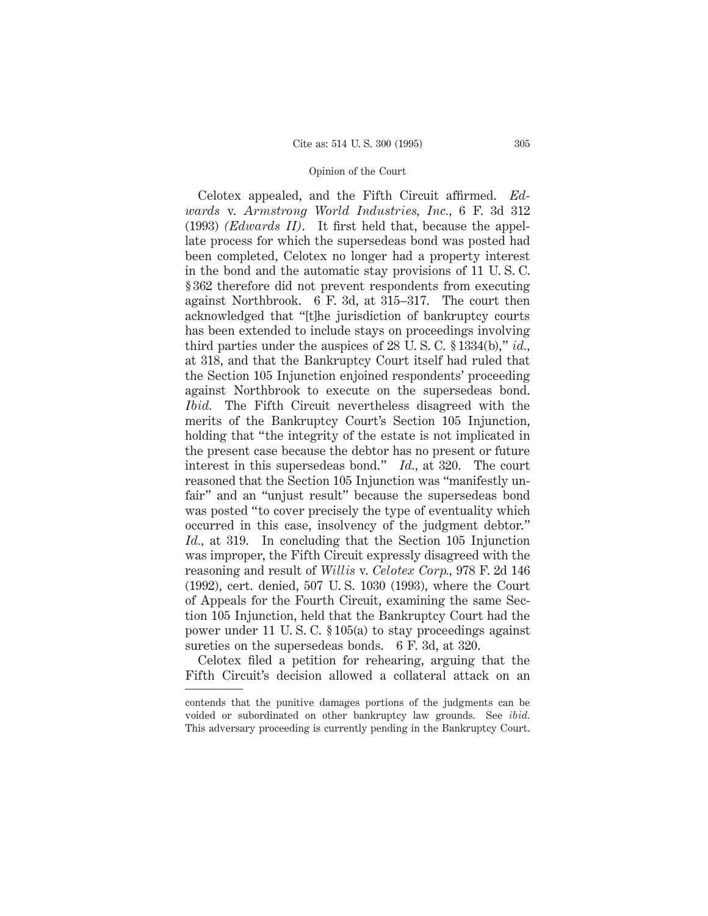Celotex appealed, and the Fifth Circuit affirmed. *Edwards* v. *Armstrong World Industries, Inc.*, 6 F. 3d 312 (1993) *(Edwards II)*. It first held that, because the appellate process for which the supersedeas bond was posted had been completed, Celotex no longer had a property interest in the bond and the automatic stay provisions of 11 U. S. C. § 362 therefore did not prevent respondents from executing against Northbrook. 6 F. 3d, at 315–317. The court then acknowledged that "[t]he jurisdiction of bankruptcy courts has been extended to include stays on proceedings involving third parties under the auspices of 28 U. S. C. § 1334(b)," *id.*, at 318, and that the Bankruptcy Court itself had ruled that the Section 105 Injunction enjoined respondents' proceeding against Northbrook to execute on the supersedeas bond. *Ibid.* The Fifth Circuit nevertheless disagreed with the merits of the Bankruptcy Court's Section 105 Injunction, holding that "the integrity of the estate is not implicated in the present case because the debtor has no present or future interest in this supersedeas bond." *Id.*, at 320. The court reasoned that the Section 105 Injunction was "manifestly unfair" and an "unjust result" because the supersedeas bond was posted "to cover precisely the type of eventuality which occurred in this case, insolvency of the judgment debtor." *Id.*, at 319. In concluding that the Section 105 Injunction was improper, the Fifth Circuit expressly disagreed with the reasoning and result of *Willis* v. *Celotex Corp.*, 978 F. 2d 146 (1992), cert. denied, 507 U. S. 1030 (1993), where the Court of Appeals for the Fourth Circuit, examining the same Section 105 Injunction, held that the Bankruptcy Court had the power under 11 U. S. C. § 105(a) to stay proceedings against sureties on the supersedeas bonds. 6 F. 3d, at 320.

Celotex filed a petition for rehearing, arguing that the Fifth Circuit's decision allowed a collateral attack on an

---

contends that the punitive damages portions of the judgments can be voided or subordinated on other bankruptcy law grounds. See *ibid.* This adversary proceeding is currently pending in the Bankruptcy Court.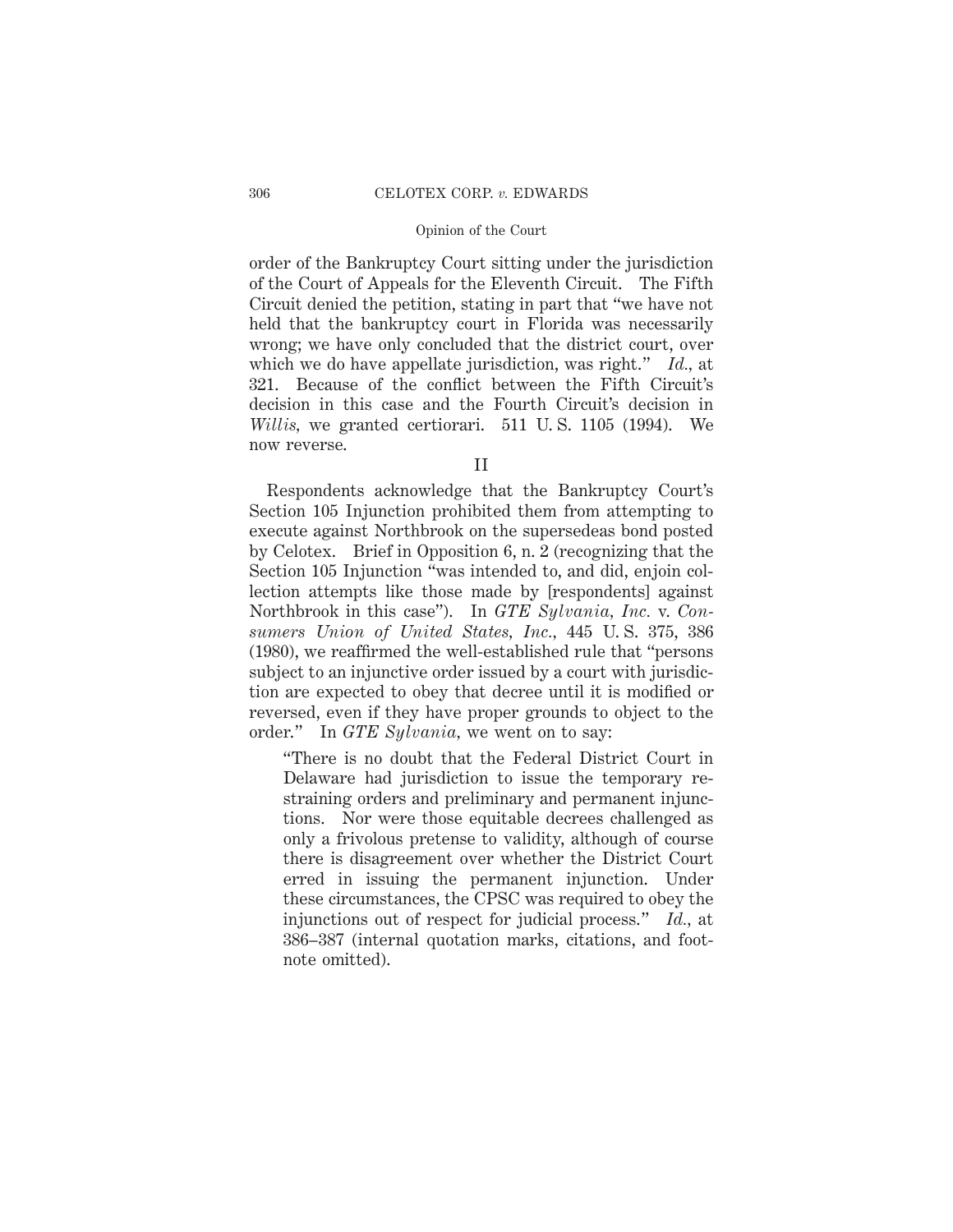order of the Bankruptcy Court sitting under the jurisdiction of the Court of Appeals for the Eleventh Circuit. The Fifth Circuit denied the petition, stating in part that "we have not held that the bankruptcy court in Florida was necessarily wrong; we have only concluded that the district court, over which we do have appellate jurisdiction, was right." *Id.,* at 321. Because of the conflict between the Fifth Circuit's decision in this case and the Fourth Circuit's decision in *Willis,* we granted certiorari. 511 U. S. 1105 (1994). We now reverse.

## II

Respondents acknowledge that the Bankruptcy Court's Section 105 Injunction prohibited them from attempting to execute against Northbrook on the supersedeas bond posted by Celotex. Brief in Opposition 6, n. 2 (recognizing that the Section 105 Injunction "was intended to, and did, enjoin collection attempts like those made by [respondents] against Northbrook in this case"). In *GTE Sylvania, Inc.* v. *Consumers Union of United States, Inc.,* 445 U. S. 375, 386 (1980), we reaffirmed the well-established rule that "persons subject to an injunctive order issued by a court with jurisdiction are expected to obey that decree until it is modified or reversed, even if they have proper grounds to object to the order." In *GTE Sylvania,* we went on to say:

> "There is no doubt that the Federal District Court in Delaware had jurisdiction to issue the temporary restraining orders and preliminary and permanent injunctions. Nor were those equitable decrees challenged as only a frivolous pretense to validity, although of course there is disagreement over whether the District Court erred in issuing the permanent injunction. Under these circumstances, the CPSC was required to obey the injunctions out of respect for judicial process." *Id.,* at 386–387 (internal quotation marks, citations, and footnote omitted).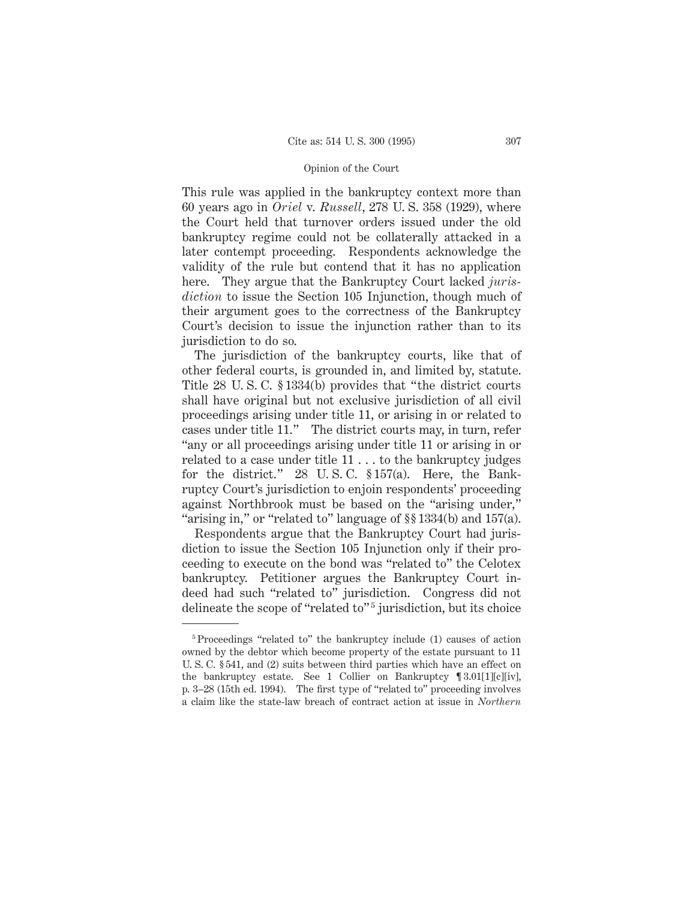This rule was applied in the bankruptcy context more than 60 years ago in *Oriel* v. *Russell*, 278 U. S. 358 (1929), where the Court held that turnover orders issued under the old bankruptcy regime could not be collaterally attacked in a later contempt proceeding. Respondents acknowledge the validity of the rule but contend that it has no application here. They argue that the Bankruptcy Court lacked *jurisdiction* to issue the Section 105 Injunction, though much of their argument goes to the correctness of the Bankruptcy Court's decision to issue the injunction rather than to its jurisdiction to do so.

The jurisdiction of the bankruptcy courts, like that of other federal courts, is grounded in, and limited by, statute. Title 28 U. S. C. § 1334(b) provides that "the district courts shall have original but not exclusive jurisdiction of all civil proceedings arising under title 11, or arising in or related to cases under title 11." The district courts may, in turn, refer "any or all proceedings arising under title 11 or arising in or related to a case under title 11 . . . to the bankruptcy judges for the district." 28 U. S. C. § 157(a). Here, the Bankruptcy Court's jurisdiction to enjoin respondents' proceeding against Northbrook must be based on the "arising under," "arising in," or "related to" language of §§ 1334(b) and 157(a).

Respondents argue that the Bankruptcy Court had jurisdiction to issue the Section 105 Injunction only if their proceeding to execute on the bond was "related to" the Celotex bankruptcy. Petitioner argues the Bankruptcy Court indeed had such "related to" jurisdiction. Congress did not delineate the scope of "related to"[5] jurisdiction, but its choice

---

[5] Proceedings "related to" the bankruptcy include (1) causes of action owned by the debtor which become property of the estate pursuant to 11 U. S. C. § 541, and (2) suits between third parties which have an effect on the bankruptcy estate. See 1 Collier on Bankruptcy ¶ 3.01[1][c][iv], p. 3–28 (15th ed. 1994). The first type of "related to" proceeding involves a claim like the state-law breach of contract action at issue in *Northern*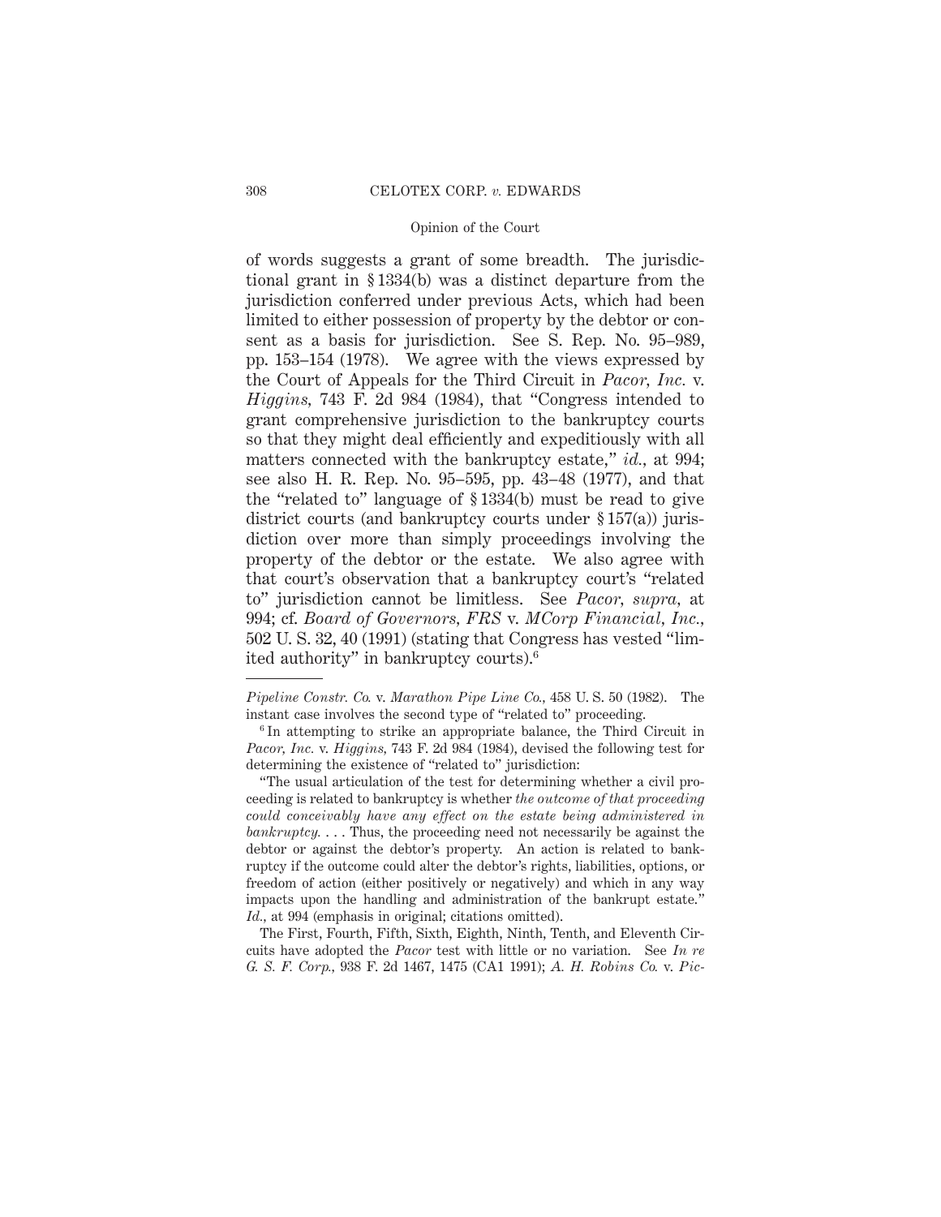of words suggests a grant of some breadth. The jurisdictional grant in § 1334(b) was a distinct departure from the jurisdiction conferred under previous Acts, which had been limited to either possession of property by the debtor or consent as a basis for jurisdiction. See S. Rep. No. 95–989, pp. 153–154 (1978). We agree with the views expressed by the Court of Appeals for the Third Circuit in *Pacor, Inc.* v. *Higgins,* 743 F. 2d 984 (1984), that "Congress intended to grant comprehensive jurisdiction to the bankruptcy courts so that they might deal efficiently and expeditiously with all matters connected with the bankruptcy estate," *id.,* at 994; see also H. R. Rep. No. 95–595, pp. 43–48 (1977), and that the "related to" language of § 1334(b) must be read to give district courts (and bankruptcy courts under § 157(a)) jurisdiction over more than simply proceedings involving the property of the debtor or the estate. We also agree with that court's observation that a bankruptcy court's "related to" jurisdiction cannot be limitless. See *Pacor, supra,* at 994; cf. *Board of Governors, FRS* v. *MCorp Financial, Inc.,* 502 U. S. 32, 40 (1991) (stating that Congress has vested "limited authority" in bankruptcy courts).[6]

---

*Pipeline Constr. Co.* v. *Marathon Pipe Line Co.,* 458 U. S. 50 (1982). The instant case involves the second type of "related to" proceeding.

[6] In attempting to strike an appropriate balance, the Third Circuit in *Pacor, Inc.* v. *Higgins,* 743 F. 2d 984 (1984), devised the following test for determining the existence of "related to" jurisdiction:

"The usual articulation of the test for determining whether a civil proceeding is related to bankruptcy is whether *the outcome of that proceeding could conceivably have any effect on the estate being administered in bankruptcy.* . . . Thus, the proceeding need not necessarily be against the debtor or against the debtor's property. An action is related to bankruptcy if the outcome could alter the debtor's rights, liabilities, options, or freedom of action (either positively or negatively) and which in any way impacts upon the handling and administration of the bankrupt estate." *Id.,* at 994 (emphasis in original; citations omitted).

The First, Fourth, Fifth, Sixth, Eighth, Ninth, Tenth, and Eleventh Circuits have adopted the *Pacor* test with little or no variation. See *In re G. S. F. Corp.,* 938 F. 2d 1467, 1475 (CA1 1991); *A. H. Robins Co.* v. *Pic-*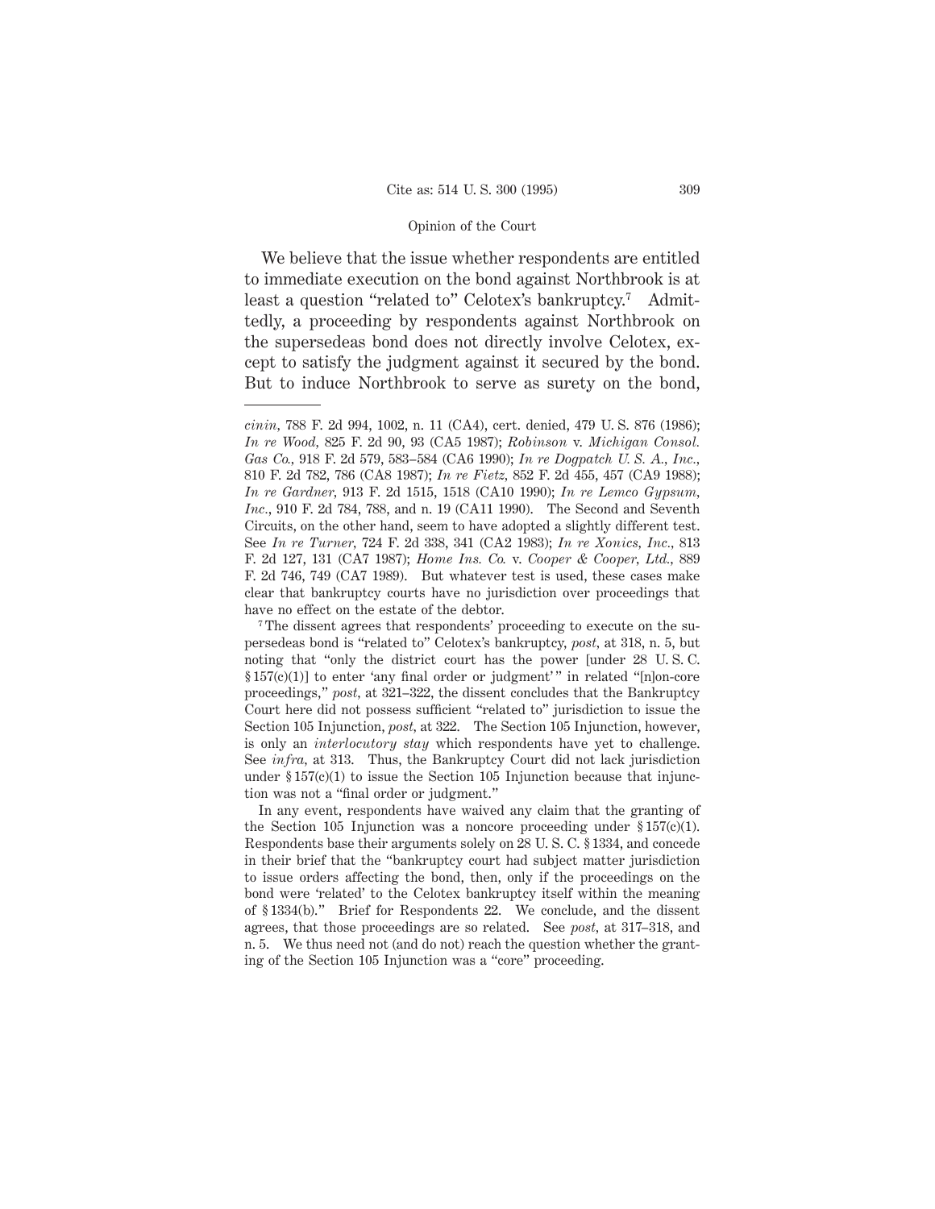We believe that the issue whether respondents are entitled to immediate execution on the bond against Northbrook is at least a question "related to" Celotex's bankruptcy.[7] Admittedly, a proceeding by respondents against Northbrook on the supersedeas bond does not directly involve Celotex, except to satisfy the judgment against it secured by the bond. But to induce Northbrook to serve as surety on the bond,

---

*cinin*, 788 F. 2d 994, 1002, n. 11 (CA4), cert. denied, 479 U. S. 876 (1986); *In re Wood*, 825 F. 2d 90, 93 (CA5 1987); *Robinson* v. *Michigan Consol. Gas Co.*, 918 F. 2d 579, 583–584 (CA6 1990); *In re Dogpatch U. S. A., Inc.*, 810 F. 2d 782, 786 (CA8 1987); *In re Fietz*, 852 F. 2d 455, 457 (CA9 1988); *In re Gardner*, 913 F. 2d 1515, 1518 (CA10 1990); *In re Lemco Gypsum, Inc.*, 910 F. 2d 784, 788, and n. 19 (CA11 1990). The Second and Seventh Circuits, on the other hand, seem to have adopted a slightly different test. See *In re Turner*, 724 F. 2d 338, 341 (CA2 1983); *In re Xonics, Inc.*, 813 F. 2d 127, 131 (CA7 1987); *Home Ins. Co.* v. *Cooper & Cooper, Ltd.*, 889 F. 2d 746, 749 (CA7 1989). But whatever test is used, these cases make clear that bankruptcy courts have no jurisdiction over proceedings that have no effect on the estate of the debtor.

[7] The dissent agrees that respondents' proceeding to execute on the supersedeas bond is "related to" Celotex's bankruptcy, *post*, at 318, n. 5, but noting that "only the district court has the power [under 28 U. S. C. § 157(c)(1)] to enter 'any final order or judgment'" in related "[n]on-core proceedings," *post*, at 321–322, the dissent concludes that the Bankruptcy Court here did not possess sufficient "related to" jurisdiction to issue the Section 105 Injunction, *post*, at 322. The Section 105 Injunction, however, is only an *interlocutory stay* which respondents have yet to challenge. See *infra*, at 313. Thus, the Bankruptcy Court did not lack jurisdiction under § 157(c)(1) to issue the Section 105 Injunction because that injunction was not a "final order or judgment."

In any event, respondents have waived any claim that the granting of the Section 105 Injunction was a noncore proceeding under § 157(c)(1). Respondents base their arguments solely on 28 U. S. C. § 1334, and concede in their brief that the "bankruptcy court had subject matter jurisdiction to issue orders affecting the bond, then, only if the proceedings on the bond were 'related' to the Celotex bankruptcy itself within the meaning of § 1334(b)." Brief for Respondents 22. We conclude, and the dissent agrees, that those proceedings are so related. See *post*, at 317–318, and n. 5. We thus need not (and do not) reach the question whether the granting of the Section 105 Injunction was a "core" proceeding.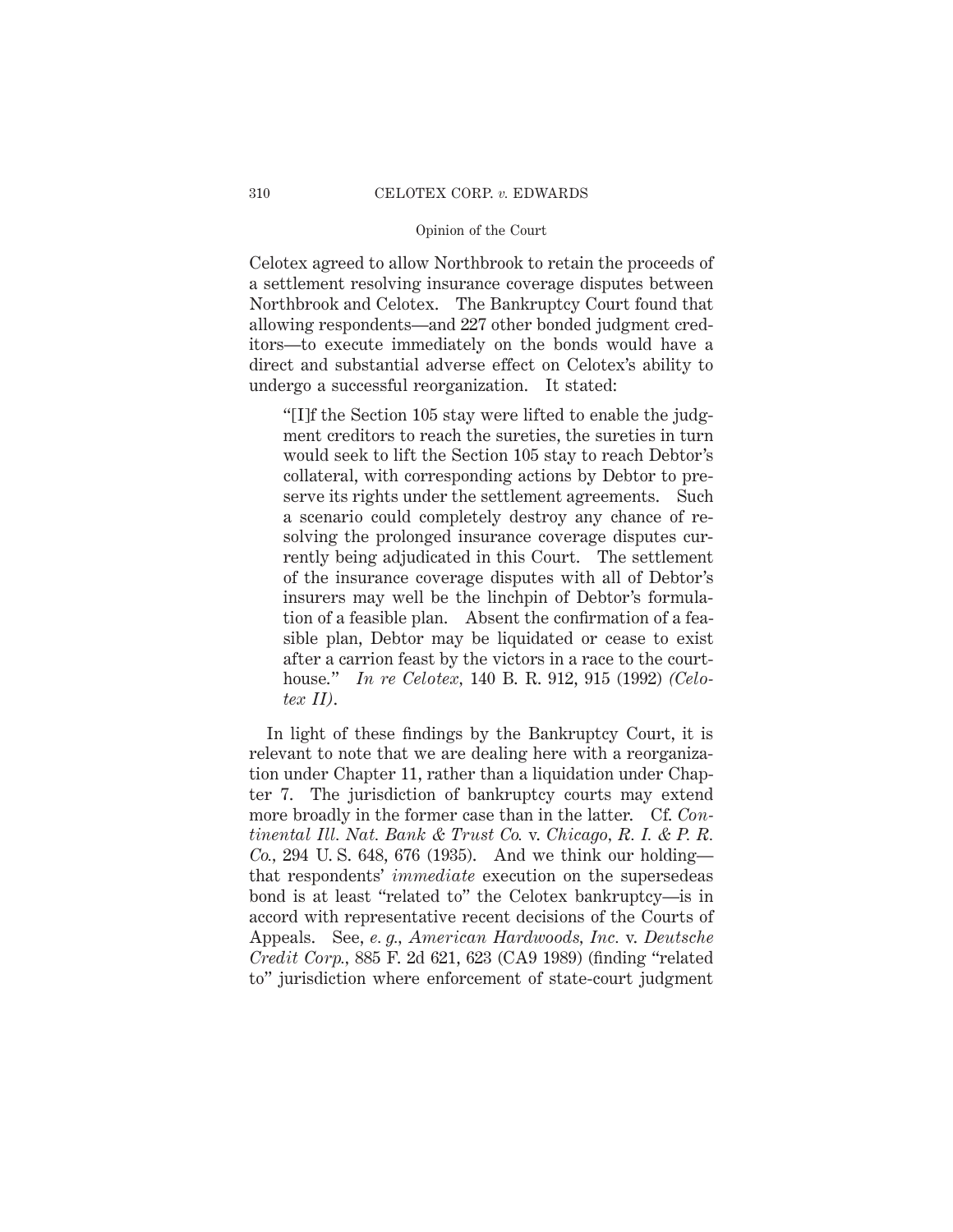Celotex agreed to allow Northbrook to retain the proceeds of a settlement resolving insurance coverage disputes between Northbrook and Celotex. The Bankruptcy Court found that allowing respondents—and 227 other bonded judgment creditors—to execute immediately on the bonds would have a direct and substantial adverse effect on Celotex's ability to undergo a successful reorganization. It stated:

> "[I]f the Section 105 stay were lifted to enable the judgment creditors to reach the sureties, the sureties in turn would seek to lift the Section 105 stay to reach Debtor's collateral, with corresponding actions by Debtor to preserve its rights under the settlement agreements. Such a scenario could completely destroy any chance of resolving the prolonged insurance coverage disputes currently being adjudicated in this Court. The settlement of the insurance coverage disputes with all of Debtor's insurers may well be the linchpin of Debtor's formulation of a feasible plan. Absent the confirmation of a feasible plan, Debtor may be liquidated or cease to exist after a carrion feast by the victors in a race to the courthouse." *In re Celotex*, 140 B. R. 912, 915 (1992) *(Celotex II)*.

In light of these findings by the Bankruptcy Court, it is relevant to note that we are dealing here with a reorganization under Chapter 11, rather than a liquidation under Chapter 7. The jurisdiction of bankruptcy courts may extend more broadly in the former case than in the latter. Cf. *Continental Ill. Nat. Bank & Trust Co.* v. *Chicago, R. I. & P. R. Co.*, 294 U. S. 648, 676 (1935). And we think our holding—that respondents' *immediate* execution on the supersedeas bond is at least "related to" the Celotex bankruptcy—is in accord with representative recent decisions of the Courts of Appeals. See, *e. g.*, *American Hardwoods, Inc.* v. *Deutsche Credit Corp.*, 885 F. 2d 621, 623 (CA9 1989) (finding "related to" jurisdiction where enforcement of state-court judgment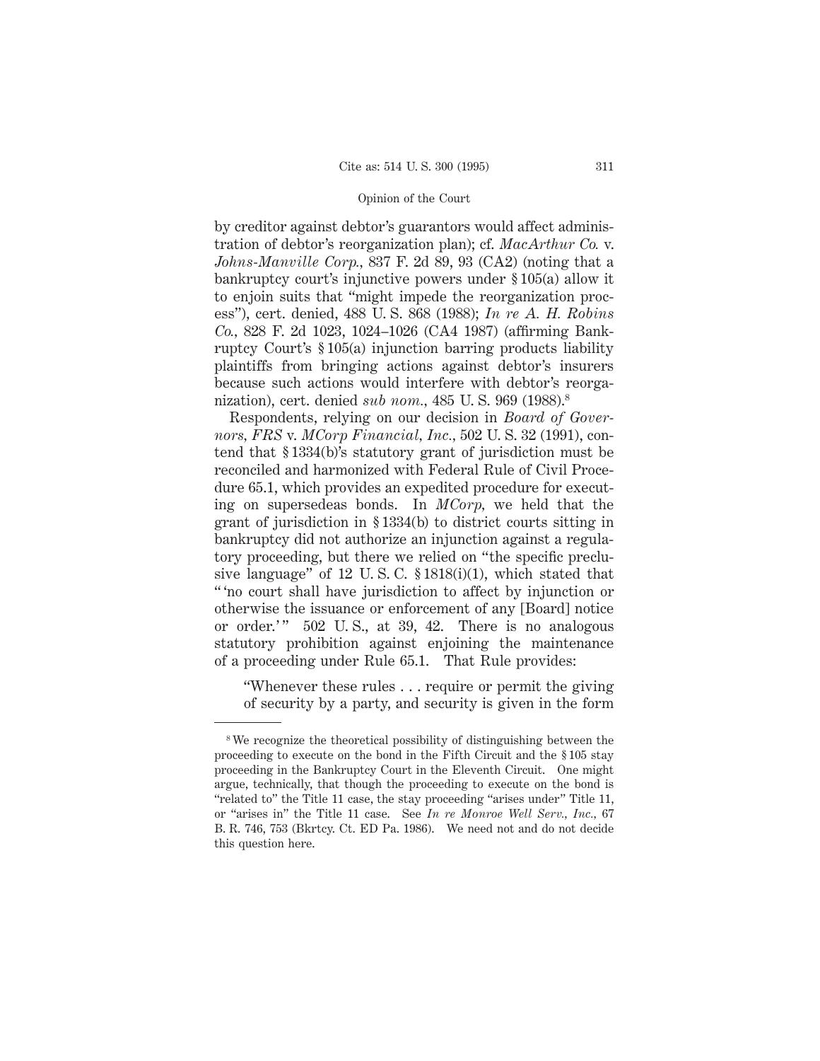by creditor against debtor's guarantors would affect administration of debtor's reorganization plan); cf. *MacArthur Co.* v. *Johns-Manville Corp.,* 837 F. 2d 89, 93 (CA2) (noting that a bankruptcy court's injunctive powers under § 105(a) allow it to enjoin suits that "might impede the reorganization process"), cert. denied, 488 U. S. 868 (1988); *In re A. H. Robins Co.,* 828 F. 2d 1023, 1024–1026 (CA4 1987) (affirming Bankruptcy Court's § 105(a) injunction barring products liability plaintiffs from bringing actions against debtor's insurers because such actions would interfere with debtor's reorganization), cert. denied *sub nom.,* 485 U. S. 969 (1988).[8]

Respondents, relying on our decision in *Board of Governors, FRS* v. *MCorp Financial, Inc.,* 502 U. S. 32 (1991), contend that § 1334(b)'s statutory grant of jurisdiction must be reconciled and harmonized with Federal Rule of Civil Procedure 65.1, which provides an expedited procedure for executing on supersedeas bonds. In *MCorp,* we held that the grant of jurisdiction in § 1334(b) to district courts sitting in bankruptcy did not authorize an injunction against a regulatory proceeding, but there we relied on "the specific preclusive language" of 12 U. S. C. § 1818(i)(1), which stated that " 'no court shall have jurisdiction to affect by injunction or otherwise the issuance or enforcement of any [Board] notice or order.' " 502 U. S., at 39, 42. There is no analogous statutory prohibition against enjoining the maintenance of a proceeding under Rule 65.1. That Rule provides:

> "Whenever these rules . . . require or permit the giving of security by a party, and security is given in the form

---

[8] We recognize the theoretical possibility of distinguishing between the proceeding to execute on the bond in the Fifth Circuit and the § 105 stay proceeding in the Bankruptcy Court in the Eleventh Circuit. One might argue, technically, that though the proceeding to execute on the bond is "related to" the Title 11 case, the stay proceeding "arises under" Title 11, or "arises in" the Title 11 case. See *In re Monroe Well Serv., Inc.,* 67 B. R. 746, 753 (Bkrtcy. Ct. ED Pa. 1986). We need not and do not decide this question here.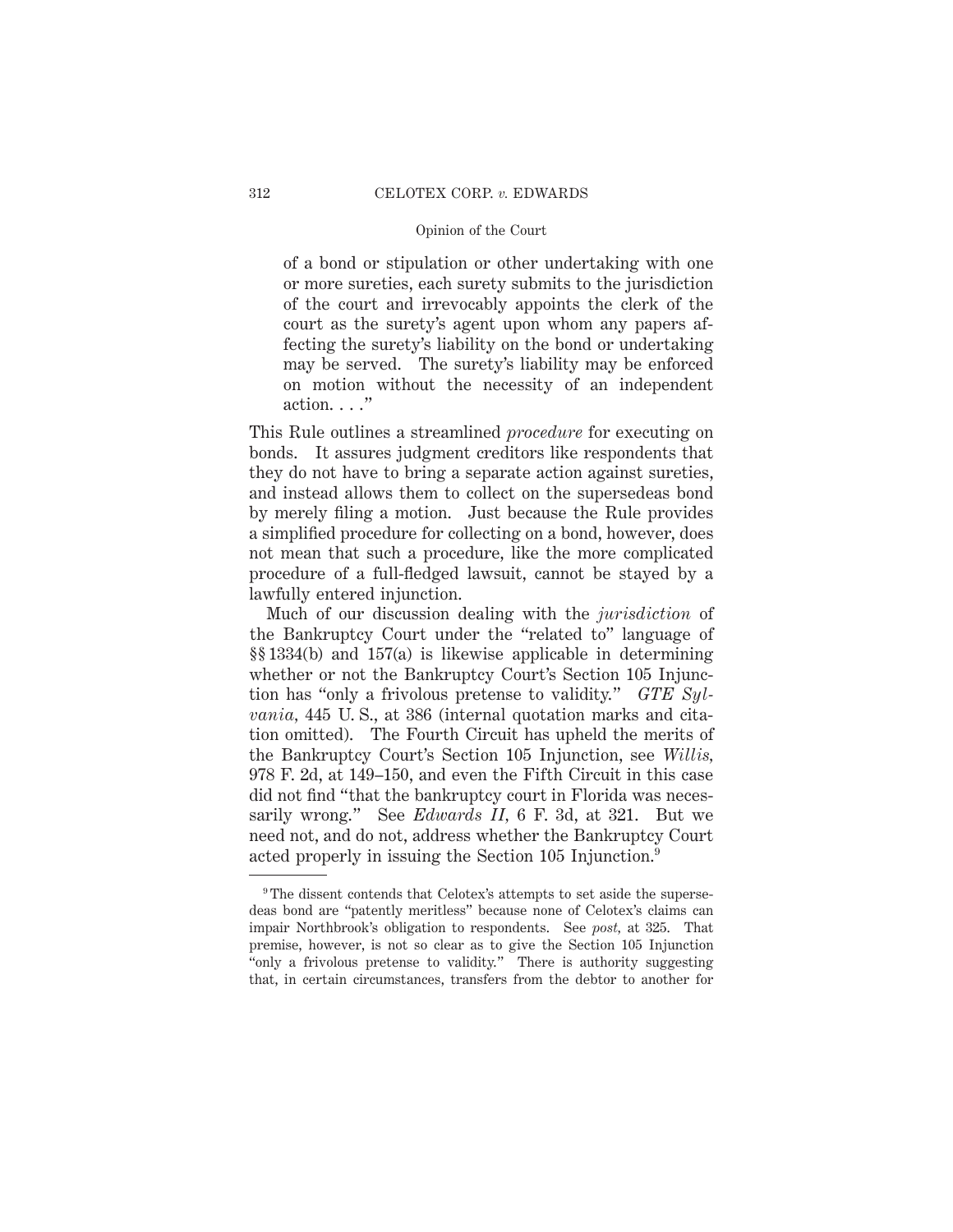> of a bond or stipulation or other undertaking with one or more sureties, each surety submits to the jurisdiction of the court and irrevocably appoints the clerk of the court as the surety's agent upon whom any papers affecting the surety's liability on the bond or undertaking may be served. The surety's liability may be enforced on motion without the necessity of an independent action. . . ."

This Rule outlines a streamlined *procedure* for executing on bonds. It assures judgment creditors like respondents that they do not have to bring a separate action against sureties, and instead allows them to collect on the supersedeas bond by merely filing a motion. Just because the Rule provides a simplified procedure for collecting on a bond, however, does not mean that such a procedure, like the more complicated procedure of a full-fledged lawsuit, cannot be stayed by a lawfully entered injunction.

Much of our discussion dealing with the *jurisdiction* of the Bankruptcy Court under the "related to" language of §§ 1334(b) and 157(a) is likewise applicable in determining whether or not the Bankruptcy Court's Section 105 Injunction has "only a frivolous pretense to validity." *GTE Sylvania*, 445 U. S., at 386 (internal quotation marks and citation omitted). The Fourth Circuit has upheld the merits of the Bankruptcy Court's Section 105 Injunction, see *Willis*, 978 F. 2d, at 149–150, and even the Fifth Circuit in this case did not find "that the bankruptcy court in Florida was necessarily wrong." See *Edwards II*, 6 F. 3d, at 321. But we need not, and do not, address whether the Bankruptcy Court acted properly in issuing the Section 105 Injunction.[9]

---

[9] The dissent contends that Celotex's attempts to set aside the supersedeas bond are "patently meritless" because none of Celotex's claims can impair Northbrook's obligation to respondents. See *post*, at 325. That premise, however, is not so clear as to give the Section 105 Injunction "only a frivolous pretense to validity." There is authority suggesting that, in certain circumstances, transfers from the debtor to another for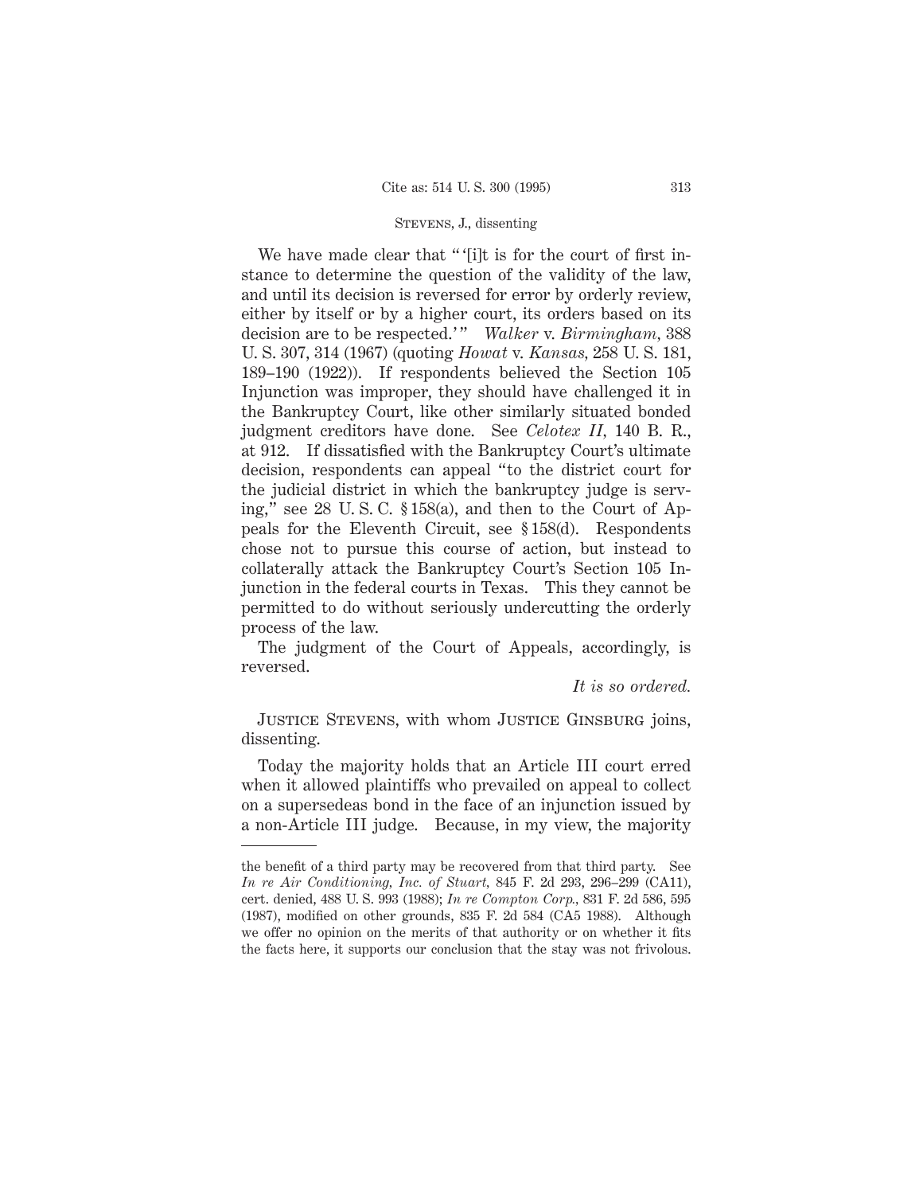We have made clear that " '[i]t is for the court of first instance to determine the question of the validity of the law, and until its decision is reversed for error by orderly review, either by itself or by a higher court, its orders based on its decision are to be respected.' " *Walker* v. *Birmingham,* 388 U. S. 307, 314 (1967) (quoting *Howat* v. *Kansas,* 258 U. S. 181, 189–190 (1922)). If respondents believed the Section 105 Injunction was improper, they should have challenged it in the Bankruptcy Court, like other similarly situated bonded judgment creditors have done. See *Celotex II,* 140 B. R., at 912. If dissatisfied with the Bankruptcy Court's ultimate decision, respondents can appeal "to the district court for the judicial district in which the bankruptcy judge is serving," see 28 U. S. C. § 158(a), and then to the Court of Appeals for the Eleventh Circuit, see § 158(d). Respondents chose not to pursue this course of action, but instead to collaterally attack the Bankruptcy Court's Section 105 Injunction in the federal courts in Texas. This they cannot be permitted to do without seriously undercutting the orderly process of the law.

The judgment of the Court of Appeals, accordingly, is reversed.

*It is so ordered.*

JUSTICE STEVENS, with whom JUSTICE GINSBURG joins, dissenting.

Today the majority holds that an Article III court erred when it allowed plaintiffs who prevailed on appeal to collect on a supersedeas bond in the face of an injunction issued by a non-Article III judge. Because, in my view, the majority

---

the benefit of a third party may be recovered from that third party. See *In re Air Conditioning, Inc. of Stuart,* 845 F. 2d 293, 296–299 (CA11), cert. denied, 488 U. S. 993 (1988); *In re Compton Corp.,* 831 F. 2d 586, 595 (1987), modified on other grounds, 835 F. 2d 584 (CA5 1988). Although we offer no opinion on the merits of that authority or on whether it fits the facts here, it supports our conclusion that the stay was not frivolous.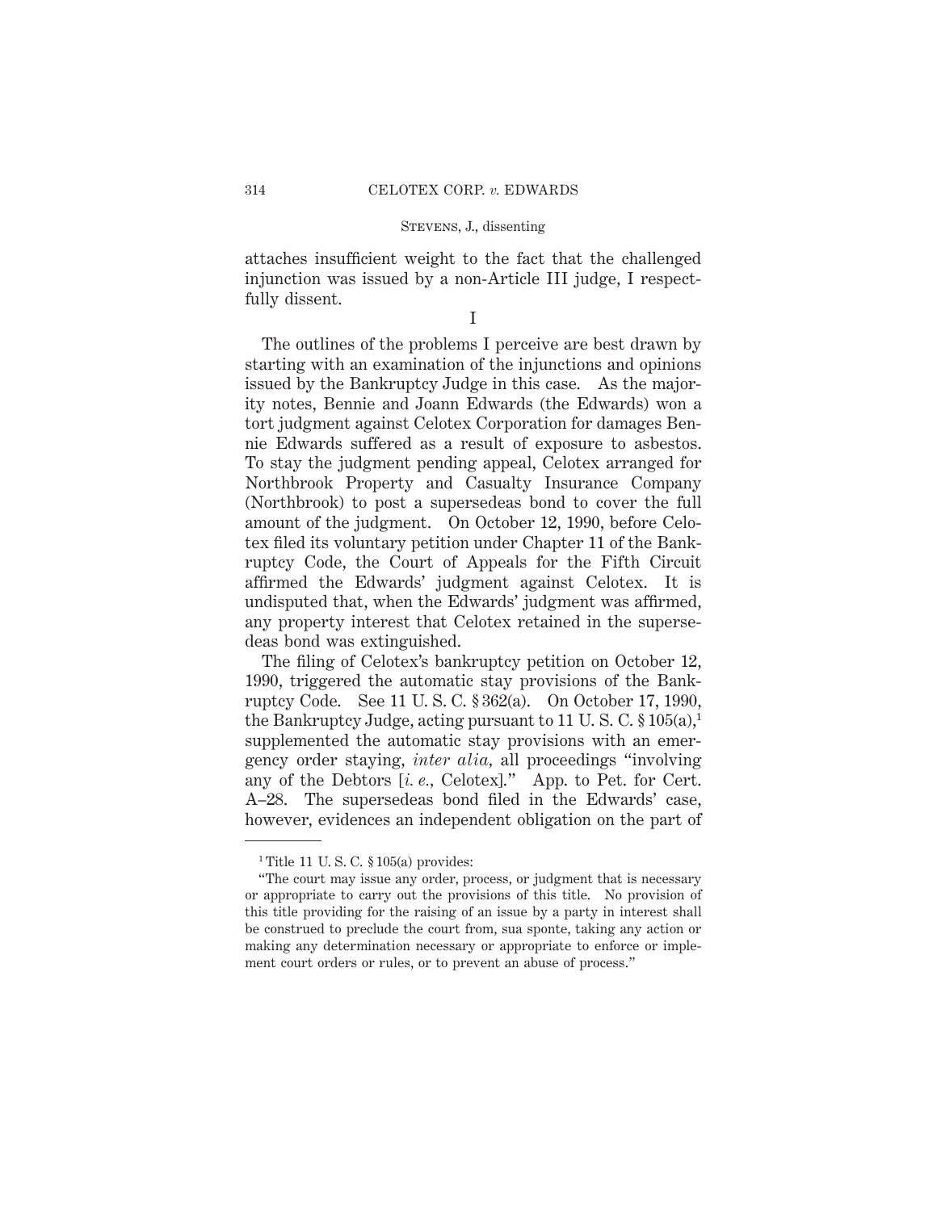attaches insufficient weight to the fact that the challenged injunction was issued by a non-Article III judge, I respectfully dissent.

I

The outlines of the problems I perceive are best drawn by starting with an examination of the injunctions and opinions issued by the Bankruptcy Judge in this case. As the majority notes, Bennie and Joann Edwards (the Edwards) won a tort judgment against Celotex Corporation for damages Bennie Edwards suffered as a result of exposure to asbestos. To stay the judgment pending appeal, Celotex arranged for Northbrook Property and Casualty Insurance Company (Northbrook) to post a supersedeas bond to cover the full amount of the judgment. On October 12, 1990, before Celotex filed its voluntary petition under Chapter 11 of the Bankruptcy Code, the Court of Appeals for the Fifth Circuit affirmed the Edwards' judgment against Celotex. It is undisputed that, when the Edwards' judgment was affirmed, any property interest that Celotex retained in the supersedeas bond was extinguished.

The filing of Celotex's bankruptcy petition on October 12, 1990, triggered the automatic stay provisions of the Bankruptcy Code. See 11 U. S. C. § 362(a). On October 17, 1990, the Bankruptcy Judge, acting pursuant to 11 U. S. C. § 105(a),[1] supplemented the automatic stay provisions with an emergency order staying, *inter alia,* all proceedings "involving any of the Debtors [*i. e.*, Celotex]." App. to Pet. for Cert. A–28. The supersedeas bond filed in the Edwards' case, however, evidences an independent obligation on the part of

---

[1] Title 11 U. S. C. § 105(a) provides:

"The court may issue any order, process, or judgment that is necessary or appropriate to carry out the provisions of this title. No provision of this title providing for the raising of an issue by a party in interest shall be construed to preclude the court from, sua sponte, taking any action or making any determination necessary or appropriate to enforce or implement court orders or rules, or to prevent an abuse of process."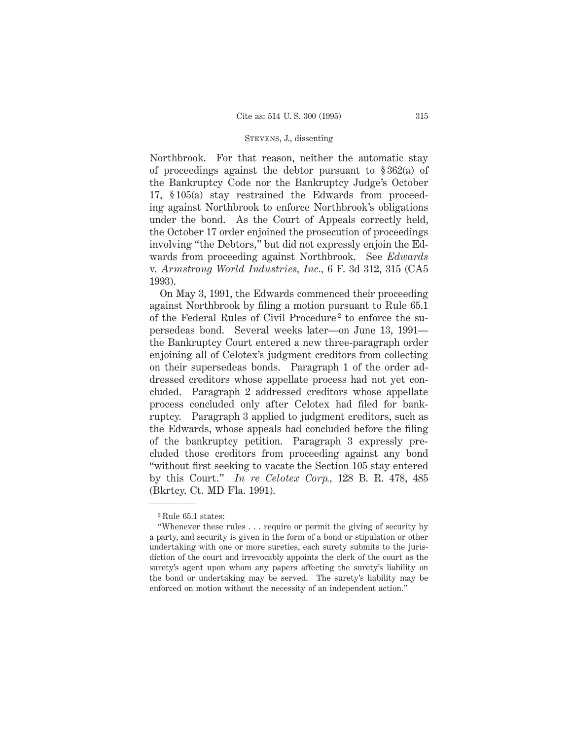Northbrook. For that reason, neither the automatic stay of proceedings against the debtor pursuant to § 362(a) of the Bankruptcy Code nor the Bankruptcy Judge's October 17, § 105(a) stay restrained the Edwards from proceeding against Northbrook to enforce Northbrook's obligations under the bond. As the Court of Appeals correctly held, the October 17 order enjoined the prosecution of proceedings involving "the Debtors," but did not expressly enjoin the Edwards from proceeding against Northbrook. See *Edwards* v. *Armstrong World Industries, Inc.*, 6 F. 3d 312, 315 (CA5 1993).

On May 3, 1991, the Edwards commenced their proceeding against Northbrook by filing a motion pursuant to Rule 65.1 of the Federal Rules of Civil Procedure[2] to enforce the supersedeas bond. Several weeks later—on June 13, 1991—the Bankruptcy Court entered a new three-paragraph order enjoining all of Celotex's judgment creditors from collecting on their supersedeas bonds. Paragraph 1 of the order addressed creditors whose appellate process had not yet concluded. Paragraph 2 addressed creditors whose appellate process concluded only after Celotex had filed for bankruptcy. Paragraph 3 applied to judgment creditors, such as the Edwards, whose appeals had concluded before the filing of the bankruptcy petition. Paragraph 3 expressly precluded those creditors from proceeding against any bond "without first seeking to vacate the Section 105 stay entered by this Court." *In re Celotex Corp.*, 128 B. R. 478, 485 (Bkrtcy. Ct. MD Fla. 1991).

---

[2] Rule 65.1 states:

"Whenever these rules . . . require or permit the giving of security by a party, and security is given in the form of a bond or stipulation or other undertaking with one or more sureties, each surety submits to the jurisdiction of the court and irrevocably appoints the clerk of the court as the surety's agent upon whom any papers affecting the surety's liability on the bond or undertaking may be served. The surety's liability may be enforced on motion without the necessity of an independent action."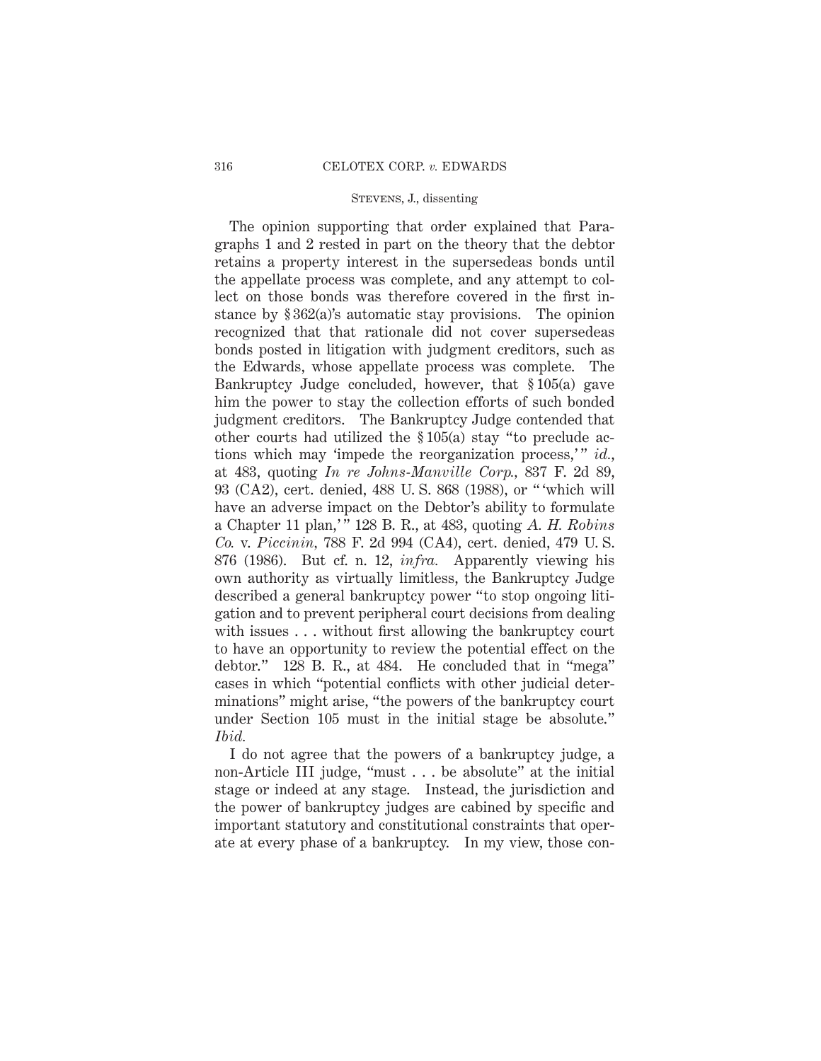The opinion supporting that order explained that Paragraphs 1 and 2 rested in part on the theory that the debtor retains a property interest in the supersedeas bonds until the appellate process was complete, and any attempt to collect on those bonds was therefore covered in the first instance by § 362(a)'s automatic stay provisions. The opinion recognized that that rationale did not cover supersedeas bonds posted in litigation with judgment creditors, such as the Edwards, whose appellate process was complete. The Bankruptcy Judge concluded, however, that § 105(a) gave him the power to stay the collection efforts of such bonded judgment creditors. The Bankruptcy Judge contended that other courts had utilized the § 105(a) stay "to preclude actions which may 'impede the reorganization process,'" *id.*, at 483, quoting *In re Johns-Manville Corp.*, 837 F. 2d 89, 93 (CA2), cert. denied, 488 U. S. 868 (1988), or "'which will have an adverse impact on the Debtor's ability to formulate a Chapter 11 plan,'" 128 B. R., at 483, quoting *A. H. Robins Co.* v. *Piccinin*, 788 F. 2d 994 (CA4), cert. denied, 479 U. S. 876 (1986). But cf. n. 12, *infra.* Apparently viewing his own authority as virtually limitless, the Bankruptcy Judge described a general bankruptcy power "to stop ongoing litigation and to prevent peripheral court decisions from dealing with issues . . . without first allowing the bankruptcy court to have an opportunity to review the potential effect on the debtor." 128 B. R., at 484. He concluded that in "mega" cases in which "potential conflicts with other judicial determinations" might arise, "the powers of the bankruptcy court under Section 105 must in the initial stage be absolute." *Ibid.*

I do not agree that the powers of a bankruptcy judge, a non-Article III judge, "must . . . be absolute" at the initial stage or indeed at any stage. Instead, the jurisdiction and the power of bankruptcy judges are cabined by specific and important statutory and constitutional constraints that operate at every phase of a bankruptcy. In my view, those con-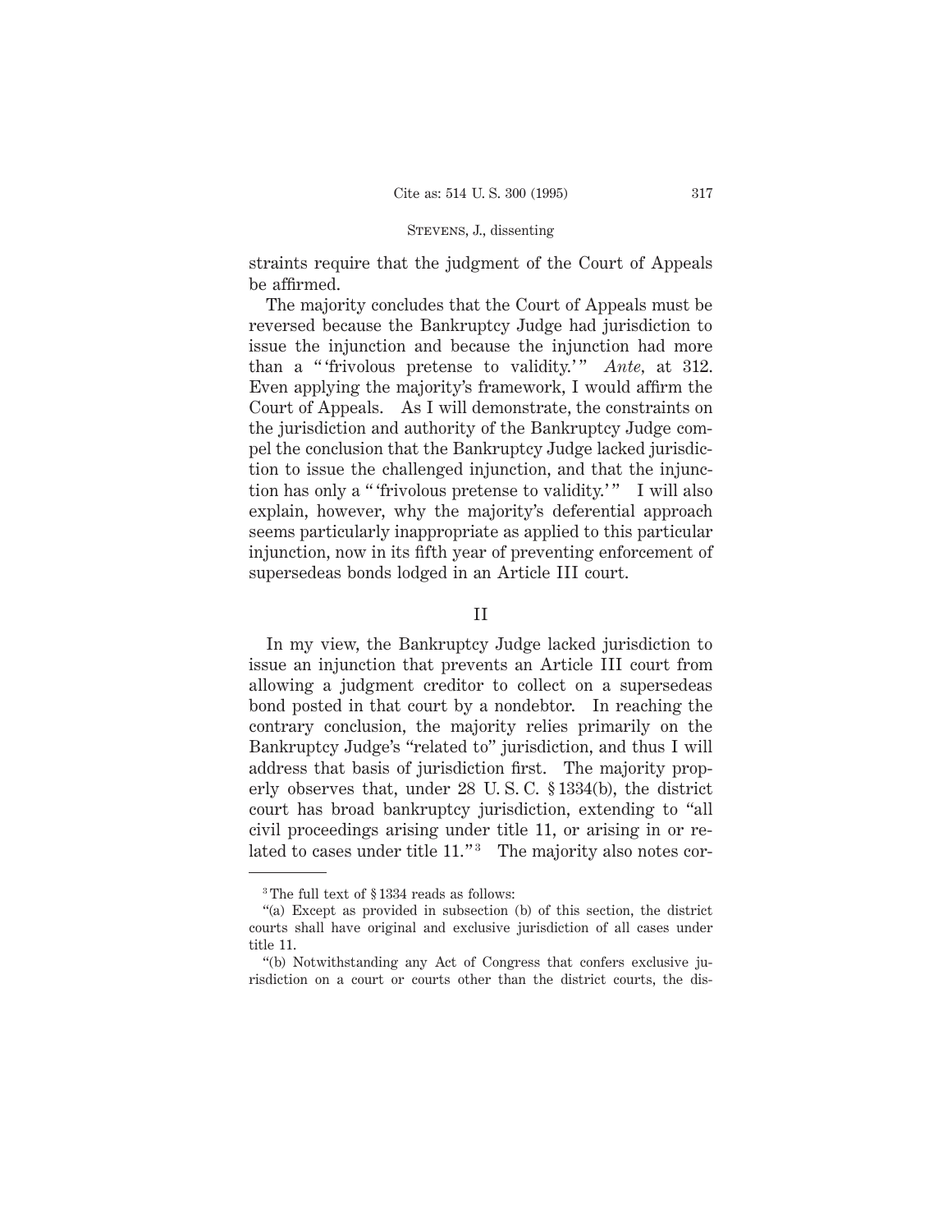straints require that the judgment of the Court of Appeals be affirmed.

The majority concludes that the Court of Appeals must be reversed because the Bankruptcy Judge had jurisdiction to issue the injunction and because the injunction had more than a " 'frivolous pretense to validity.' " *Ante,* at 312. Even applying the majority's framework, I would affirm the Court of Appeals. As I will demonstrate, the constraints on the jurisdiction and authority of the Bankruptcy Judge compel the conclusion that the Bankruptcy Judge lacked jurisdiction to issue the challenged injunction, and that the injunction has only a " 'frivolous pretense to validity.' " I will also explain, however, why the majority's deferential approach seems particularly inappropriate as applied to this particular injunction, now in its fifth year of preventing enforcement of supersedeas bonds lodged in an Article III court.

## II

In my view, the Bankruptcy Judge lacked jurisdiction to issue an injunction that prevents an Article III court from allowing a judgment creditor to collect on a supersedeas bond posted in that court by a nondebtor. In reaching the contrary conclusion, the majority relies primarily on the Bankruptcy Judge's "related to" jurisdiction, and thus I will address that basis of jurisdiction first. The majority properly observes that, under 28 U. S. C. § 1334(b), the district court has broad bankruptcy jurisdiction, extending to "all civil proceedings arising under title 11, or arising in or related to cases under title 11."[3] The majority also notes cor-

[3] The full text of § 1334 reads as follows:

"(a) Except as provided in subsection (b) of this section, the district courts shall have original and exclusive jurisdiction of all cases under title 11.

"(b) Notwithstanding any Act of Congress that confers exclusive jurisdiction on a court or courts other than the district courts, the dis-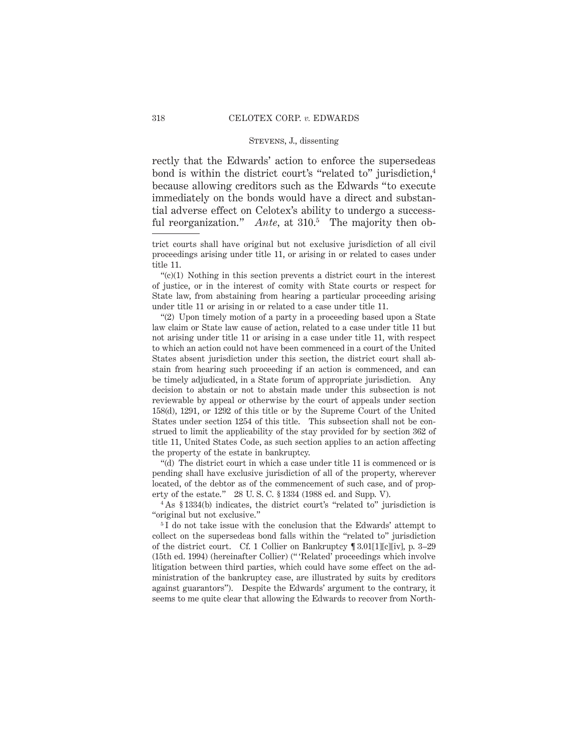rectly that the Edwards' action to enforce the supersedeas bond is within the district court's "related to" jurisdiction,[4] because allowing creditors such as the Edwards "to execute immediately on the bonds would have a direct and substantial adverse effect on Celotex's ability to undergo a successful reorganization." *Ante*, at 310.[5] The majority then ob-

---

trict courts shall have original but not exclusive jurisdiction of all civil proceedings arising under title 11, or arising in or related to cases under title 11.

"(c)(1) Nothing in this section prevents a district court in the interest of justice, or in the interest of comity with State courts or respect for State law, from abstaining from hearing a particular proceeding arising under title 11 or arising in or related to a case under title 11.

"(2) Upon timely motion of a party in a proceeding based upon a State law claim or State law cause of action, related to a case under title 11 but not arising under title 11 or arising in a case under title 11, with respect to which an action could not have been commenced in a court of the United States absent jurisdiction under this section, the district court shall abstain from hearing such proceeding if an action is commenced, and can be timely adjudicated, in a State forum of appropriate jurisdiction. Any decision to abstain or not to abstain made under this subsection is not reviewable by appeal or otherwise by the court of appeals under section 158(d), 1291, or 1292 of this title or by the Supreme Court of the United States under section 1254 of this title. This subsection shall not be construed to limit the applicability of the stay provided for by section 362 of title 11, United States Code, as such section applies to an action affecting the property of the estate in bankruptcy.

"(d) The district court in which a case under title 11 is commenced or is pending shall have exclusive jurisdiction of all of the property, wherever located, of the debtor as of the commencement of such case, and of property of the estate." 28 U. S. C. § 1334 (1988 ed. and Supp. V).

[4] As § 1334(b) indicates, the district court's "related to" jurisdiction is "original but not exclusive."

[5] I do not take issue with the conclusion that the Edwards' attempt to collect on the supersedeas bond falls within the "related to" jurisdiction of the district court. Cf. 1 Collier on Bankruptcy ¶ 3.01[1][c][iv], p. 3–29 (15th ed. 1994) (hereinafter Collier) ("'Related' proceedings which involve litigation between third parties, which could have some effect on the administration of the bankruptcy case, are illustrated by suits by creditors against guarantors"). Despite the Edwards' argument to the contrary, it seems to me quite clear that allowing the Edwards to recover from North-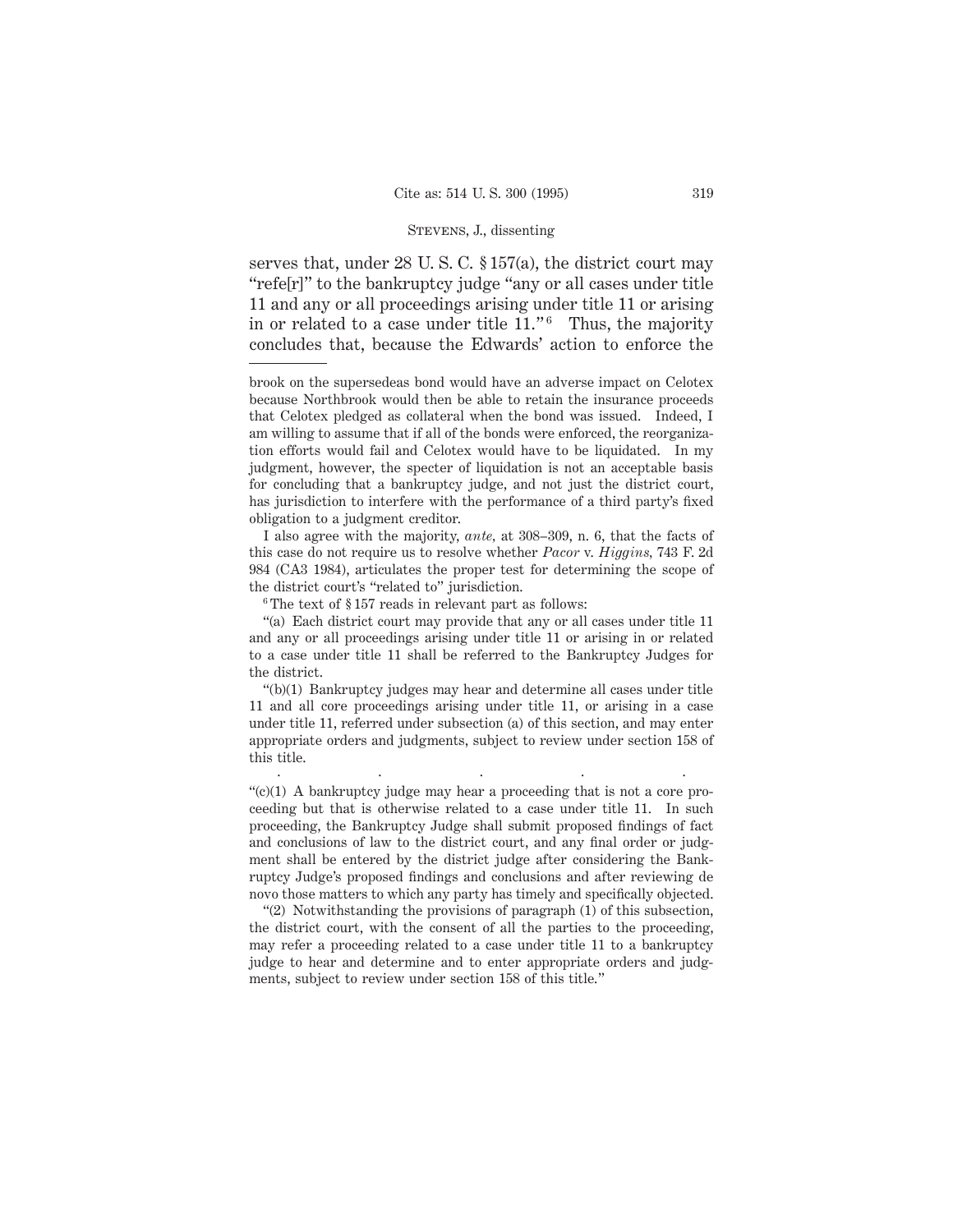serves that, under 28 U. S. C. § 157(a), the district court may "refe[r]" to the bankruptcy judge "any or all cases under title 11 and any or all proceedings arising under title 11 or arising in or related to a case under title 11."[6] Thus, the majority concludes that, because the Edwards' action to enforce the

---

brook on the supersedeas bond would have an adverse impact on Celotex because Northbrook would then be able to retain the insurance proceeds that Celotex pledged as collateral when the bond was issued. Indeed, I am willing to assume that if all of the bonds were enforced, the reorganization efforts would fail and Celotex would have to be liquidated. In my judgment, however, the specter of liquidation is not an acceptable basis for concluding that a bankruptcy judge, and not just the district court, has jurisdiction to interfere with the performance of a third party's fixed obligation to a judgment creditor.

I also agree with the majority, *ante*, at 308–309, n. 6, that the facts of this case do not require us to resolve whether *Pacor* v. *Higgins*, 743 F. 2d 984 (CA3 1984), articulates the proper test for determining the scope of the district court's "related to" jurisdiction.

[6] The text of § 157 reads in relevant part as follows:

"(a) Each district court may provide that any or all cases under title 11 and any or all proceedings arising under title 11 or arising in or related to a case under title 11 shall be referred to the Bankruptcy Judges for the district.

"(b)(1) Bankruptcy judges may hear and determine all cases under title 11 and all core proceedings arising under title 11, or arising in a case under title 11, referred under subsection (a) of this section, and may enter appropriate orders and judgments, subject to review under section 158 of this title.

. . . . .

"(c)(1) A bankruptcy judge may hear a proceeding that is not a core proceeding but that is otherwise related to a case under title 11. In such proceeding, the Bankruptcy Judge shall submit proposed findings of fact and conclusions of law to the district court, and any final order or judgment shall be entered by the district judge after considering the Bankruptcy Judge's proposed findings and conclusions and after reviewing de novo those matters to which any party has timely and specifically objected.

"(2) Notwithstanding the provisions of paragraph (1) of this subsection, the district court, with the consent of all the parties to the proceeding, may refer a proceeding related to a case under title 11 to a bankruptcy judge to hear and determine and to enter appropriate orders and judgments, subject to review under section 158 of this title."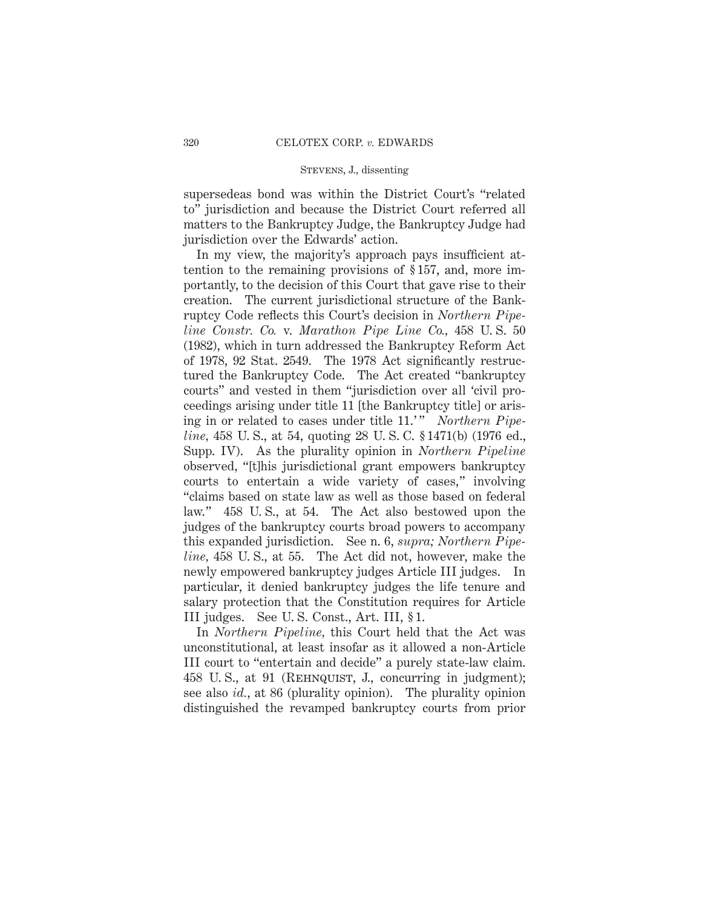supersedeas bond was within the District Court's "related to" jurisdiction and because the District Court referred all matters to the Bankruptcy Judge, the Bankruptcy Judge had jurisdiction over the Edwards' action.

In my view, the majority's approach pays insufficient attention to the remaining provisions of § 157, and, more importantly, to the decision of this Court that gave rise to their creation. The current jurisdictional structure of the Bankruptcy Code reflects this Court's decision in *Northern Pipeline Constr. Co.* v. *Marathon Pipe Line Co.,* 458 U. S. 50 (1982), which in turn addressed the Bankruptcy Reform Act of 1978, 92 Stat. 2549. The 1978 Act significantly restructured the Bankruptcy Code. The Act created "bankruptcy courts" and vested in them "jurisdiction over all 'civil proceedings arising under title 11 [the Bankruptcy title] or arising in or related to cases under title 11.' " *Northern Pipeline,* 458 U. S., at 54, quoting 28 U. S. C. § 1471(b) (1976 ed., Supp. IV). As the plurality opinion in *Northern Pipeline* observed, "[t]his jurisdictional grant empowers bankruptcy courts to entertain a wide variety of cases," involving "claims based on state law as well as those based on federal law." 458 U. S., at 54. The Act also bestowed upon the judges of the bankruptcy courts broad powers to accompany this expanded jurisdiction. See n. 6, *supra; Northern Pipeline,* 458 U. S., at 55. The Act did not, however, make the newly empowered bankruptcy judges Article III judges. In particular, it denied bankruptcy judges the life tenure and salary protection that the Constitution requires for Article III judges. See U. S. Const., Art. III, § 1.

In *Northern Pipeline,* this Court held that the Act was unconstitutional, at least insofar as it allowed a non-Article III court to "entertain and decide" a purely state-law claim. 458 U. S., at 91 (Rehnquist, J., concurring in judgment); see also *id.,* at 86 (plurality opinion). The plurality opinion distinguished the revamped bankruptcy courts from prior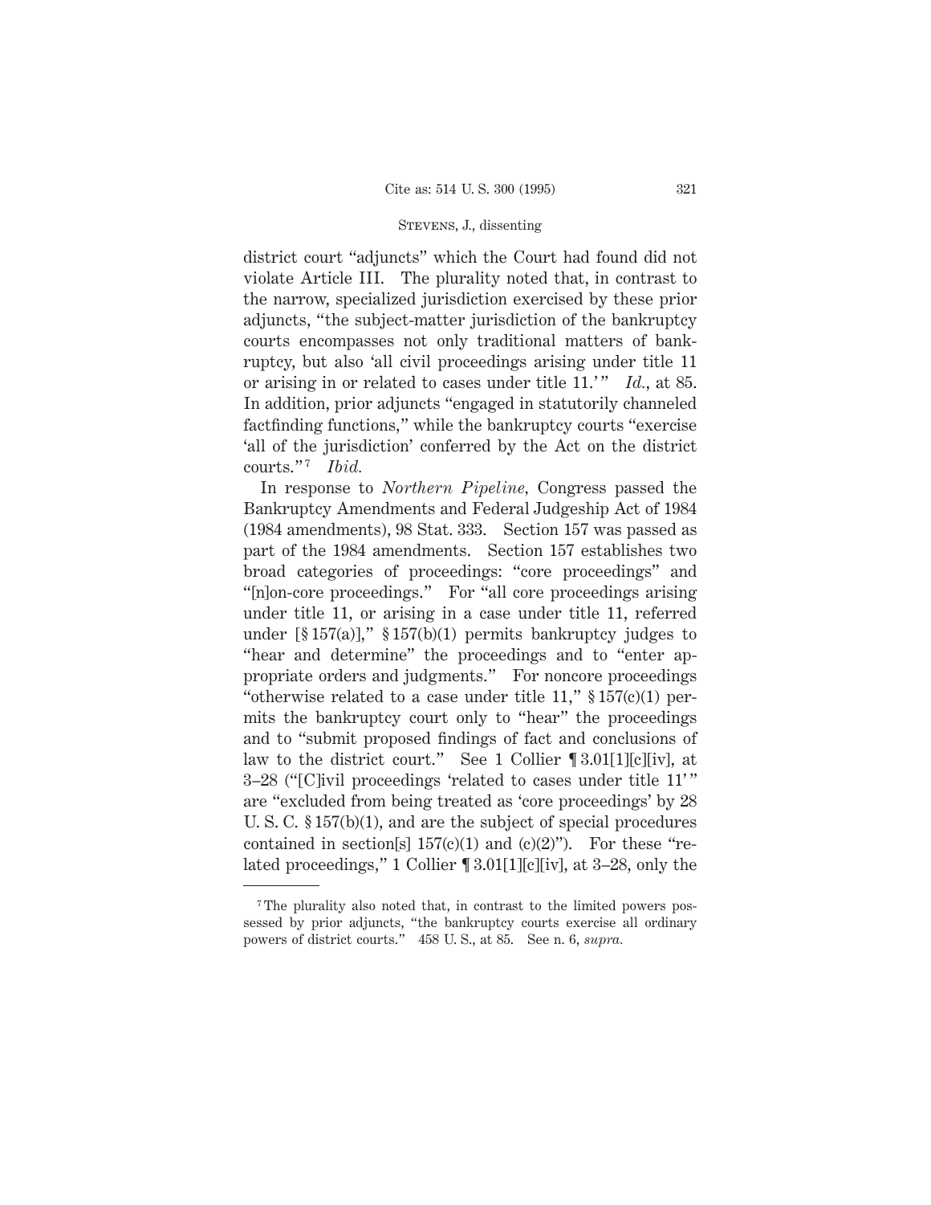district court "adjuncts" which the Court had found did not violate Article III. The plurality noted that, in contrast to the narrow, specialized jurisdiction exercised by these prior adjuncts, "the subject-matter jurisdiction of the bankruptcy courts encompasses not only traditional matters of bankruptcy, but also 'all civil proceedings arising under title 11 or arising in or related to cases under title 11.'" *Id.*, at 85. In addition, prior adjuncts "engaged in statutorily channeled factfinding functions," while the bankruptcy courts "exercise 'all of the jurisdiction' conferred by the Act on the district courts."[7] *Ibid.*

In response to *Northern Pipeline*, Congress passed the Bankruptcy Amendments and Federal Judgeship Act of 1984 (1984 amendments), 98 Stat. 333. Section 157 was passed as part of the 1984 amendments. Section 157 establishes two broad categories of proceedings: "core proceedings" and "[n]on-core proceedings." For "all core proceedings arising under title 11, or arising in a case under title 11, referred under [§ 157(a)]," § 157(b)(1) permits bankruptcy judges to "hear and determine" the proceedings and to "enter appropriate orders and judgments." For noncore proceedings "otherwise related to a case under title 11," § 157(c)(1) permits the bankruptcy court only to "hear" the proceedings and to "submit proposed findings of fact and conclusions of law to the district court." See 1 Collier ¶ 3.01[1][c][iv], at 3–28 ("[C]ivil proceedings 'related to cases under title 11'" are "excluded from being treated as 'core proceedings' by 28 U. S. C. § 157(b)(1), and are the subject of special procedures contained in section[s] 157(c)(1) and (c)(2)"). For these "related proceedings," 1 Collier ¶ 3.01[1][c][iv], at 3–28, only the

---

[7] The plurality also noted that, in contrast to the limited powers possessed by prior adjuncts, "the bankruptcy courts exercise all ordinary powers of district courts." 458 U. S., at 85. See n. 6, *supra.*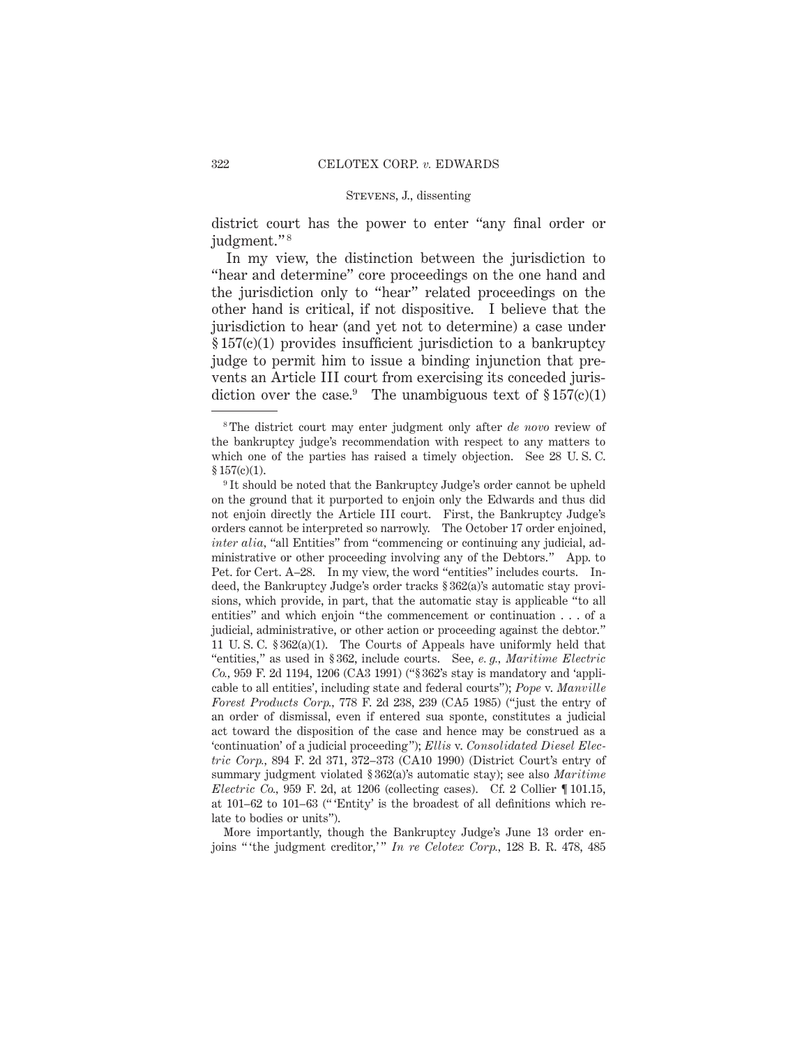district court has the power to enter "any final order or judgment."[8]

In my view, the distinction between the jurisdiction to "hear and determine" core proceedings on the one hand and the jurisdiction only to "hear" related proceedings on the other hand is critical, if not dispositive. I believe that the jurisdiction to hear (and yet not to determine) a case under § 157(c)(1) provides insufficient jurisdiction to a bankruptcy judge to permit him to issue a binding injunction that prevents an Article III court from exercising its conceded jurisdiction over the case.[9] The unambiguous text of § 157(c)(1)

---

[8] The district court may enter judgment only after *de novo* review of the bankruptcy judge's recommendation with respect to any matters to which one of the parties has raised a timely objection. See 28 U. S. C. § 157(c)(1).

[9] It should be noted that the Bankruptcy Judge's order cannot be upheld on the ground that it purported to enjoin only the Edwards and thus did not enjoin directly the Article III court. First, the Bankruptcy Judge's orders cannot be interpreted so narrowly. The October 17 order enjoined, *inter alia*, "all Entities" from "commencing or continuing any judicial, administrative or other proceeding involving any of the Debtors." App. to Pet. for Cert. A–28. In my view, the word "entities" includes courts. Indeed, the Bankruptcy Judge's order tracks § 362(a)'s automatic stay provisions, which provide, in part, that the automatic stay is applicable "to all entities" and which enjoin "the commencement or continuation . . . of a judicial, administrative, or other action or proceeding against the debtor." 11 U. S. C. § 362(a)(1). The Courts of Appeals have uniformly held that "entities," as used in § 362, include courts. See, *e. g., Maritime Electric Co.*, 959 F. 2d 1194, 1206 (CA3 1991) ("§ 362's stay is mandatory and 'applicable to all entities', including state and federal courts"); *Pope* v. *Manville Forest Products Corp.*, 778 F. 2d 238, 239 (CA5 1985) ("just the entry of an order of dismissal, even if entered sua sponte, constitutes a judicial act toward the disposition of the case and hence may be construed as a 'continuation' of a judicial proceeding"); *Ellis* v. *Consolidated Diesel Electric Corp.*, 894 F. 2d 371, 372–373 (CA10 1990) (District Court's entry of summary judgment violated § 362(a)'s automatic stay); see also *Maritime Electric Co.*, 959 F. 2d, at 1206 (collecting cases). Cf. 2 Collier ¶ 101.15, at 101–62 to 101–63 ("'Entity' is the broadest of all definitions which relate to bodies or units").

More importantly, though the Bankruptcy Judge's June 13 order enjoins "'the judgment creditor,'" *In re Celotex Corp.*, 128 B. R. 478, 485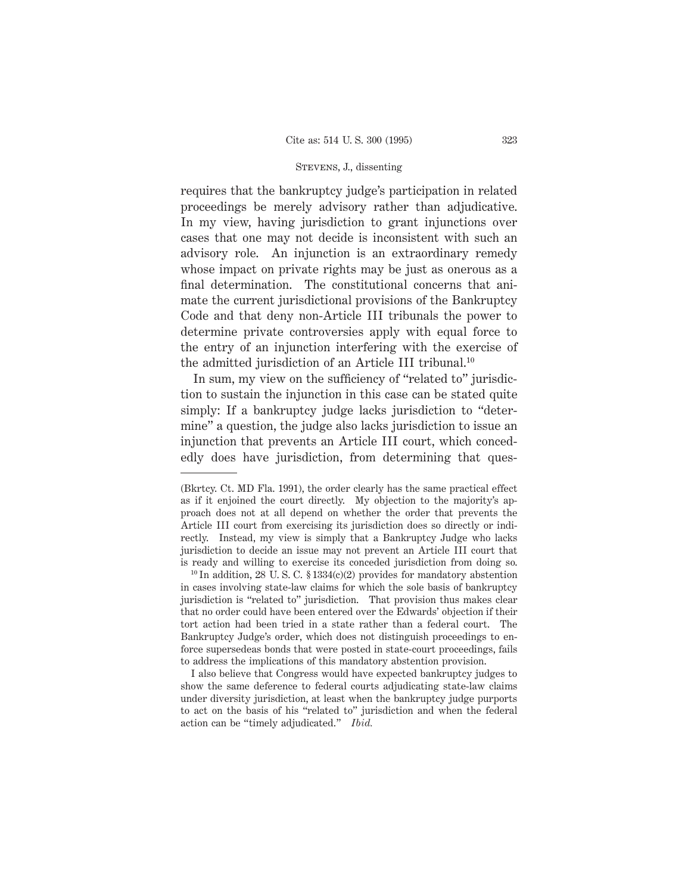requires that the bankruptcy judge's participation in related proceedings be merely advisory rather than adjudicative. In my view, having jurisdiction to grant injunctions over cases that one may not decide is inconsistent with such an advisory role. An injunction is an extraordinary remedy whose impact on private rights may be just as onerous as a final determination. The constitutional concerns that animate the current jurisdictional provisions of the Bankruptcy Code and that deny non-Article III tribunals the power to determine private controversies apply with equal force to the entry of an injunction interfering with the exercise of the admitted jurisdiction of an Article III tribunal.[10]

In sum, my view on the sufficiency of "related to" jurisdiction to sustain the injunction in this case can be stated quite simply: If a bankruptcy judge lacks jurisdiction to "determine" a question, the judge also lacks jurisdiction to issue an injunction that prevents an Article III court, which concededly does have jurisdiction, from determining that ques-

---

(Bkrtcy. Ct. MD Fla. 1991), the order clearly has the same practical effect as if it enjoined the court directly. My objection to the majority's approach does not at all depend on whether the order that prevents the Article III court from exercising its jurisdiction does so directly or indirectly. Instead, my view is simply that a Bankruptcy Judge who lacks jurisdiction to decide an issue may not prevent an Article III court that is ready and willing to exercise its conceded jurisdiction from doing so.

[10] In addition, 28 U. S. C. § 1334(c)(2) provides for mandatory abstention in cases involving state-law claims for which the sole basis of bankruptcy jurisdiction is "related to" jurisdiction. That provision thus makes clear that no order could have been entered over the Edwards' objection if their tort action had been tried in a state rather than a federal court. The Bankruptcy Judge's order, which does not distinguish proceedings to enforce supersedeas bonds that were posted in state-court proceedings, fails to address the implications of this mandatory abstention provision.

I also believe that Congress would have expected bankruptcy judges to show the same deference to federal courts adjudicating state-law claims under diversity jurisdiction, at least when the bankruptcy judge purports to act on the basis of his "related to" jurisdiction and when the federal action can be "timely adjudicated." *Ibid.*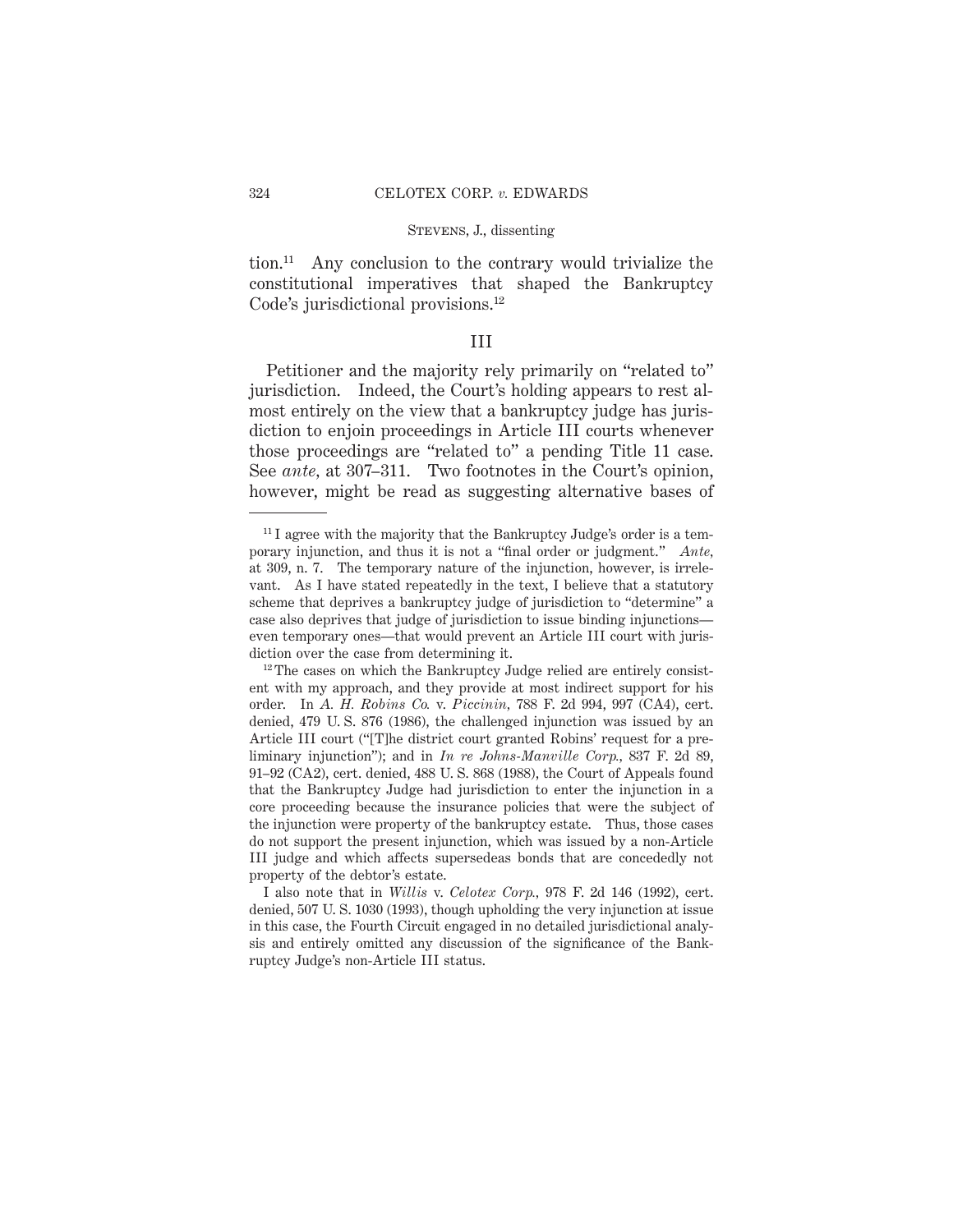tion.[11] Any conclusion to the contrary would trivialize the constitutional imperatives that shaped the Bankruptcy Code's jurisdictional provisions.[12]

III

Petitioner and the majority rely primarily on "related to" jurisdiction. Indeed, the Court's holding appears to rest almost entirely on the view that a bankruptcy judge has jurisdiction to enjoin proceedings in Article III courts whenever those proceedings are "related to" a pending Title 11 case. See *ante*, at 307–311. Two footnotes in the Court's opinion, however, might be read as suggesting alternative bases of

---

[11] I agree with the majority that the Bankruptcy Judge's order is a temporary injunction, and thus it is not a "final order or judgment." *Ante*, at 309, n. 7. The temporary nature of the injunction, however, is irrelevant. As I have stated repeatedly in the text, I believe that a statutory scheme that deprives a bankruptcy judge of jurisdiction to "determine" a case also deprives that judge of jurisdiction to issue binding injunctions—even temporary ones—that would prevent an Article III court with jurisdiction over the case from determining it.

[12] The cases on which the Bankruptcy Judge relied are entirely consistent with my approach, and they provide at most indirect support for his order. In *A. H. Robins Co.* v. *Piccinin*, 788 F. 2d 994, 997 (CA4), cert. denied, 479 U. S. 876 (1986), the challenged injunction was issued by an Article III court ("[T]he district court granted Robins' request for a preliminary injunction"); and in *In re Johns-Manville Corp.*, 837 F. 2d 89, 91–92 (CA2), cert. denied, 488 U. S. 868 (1988), the Court of Appeals found that the Bankruptcy Judge had jurisdiction to enter the injunction in a core proceeding because the insurance policies that were the subject of the injunction were property of the bankruptcy estate. Thus, those cases do not support the present injunction, which was issued by a non-Article III judge and which affects supersedeas bonds that are concededly not property of the debtor's estate.

I also note that in *Willis* v. *Celotex Corp.*, 978 F. 2d 146 (1992), cert. denied, 507 U. S. 1030 (1993), though upholding the very injunction at issue in this case, the Fourth Circuit engaged in no detailed jurisdictional analysis and entirely omitted any discussion of the significance of the Bankruptcy Judge's non-Article III status.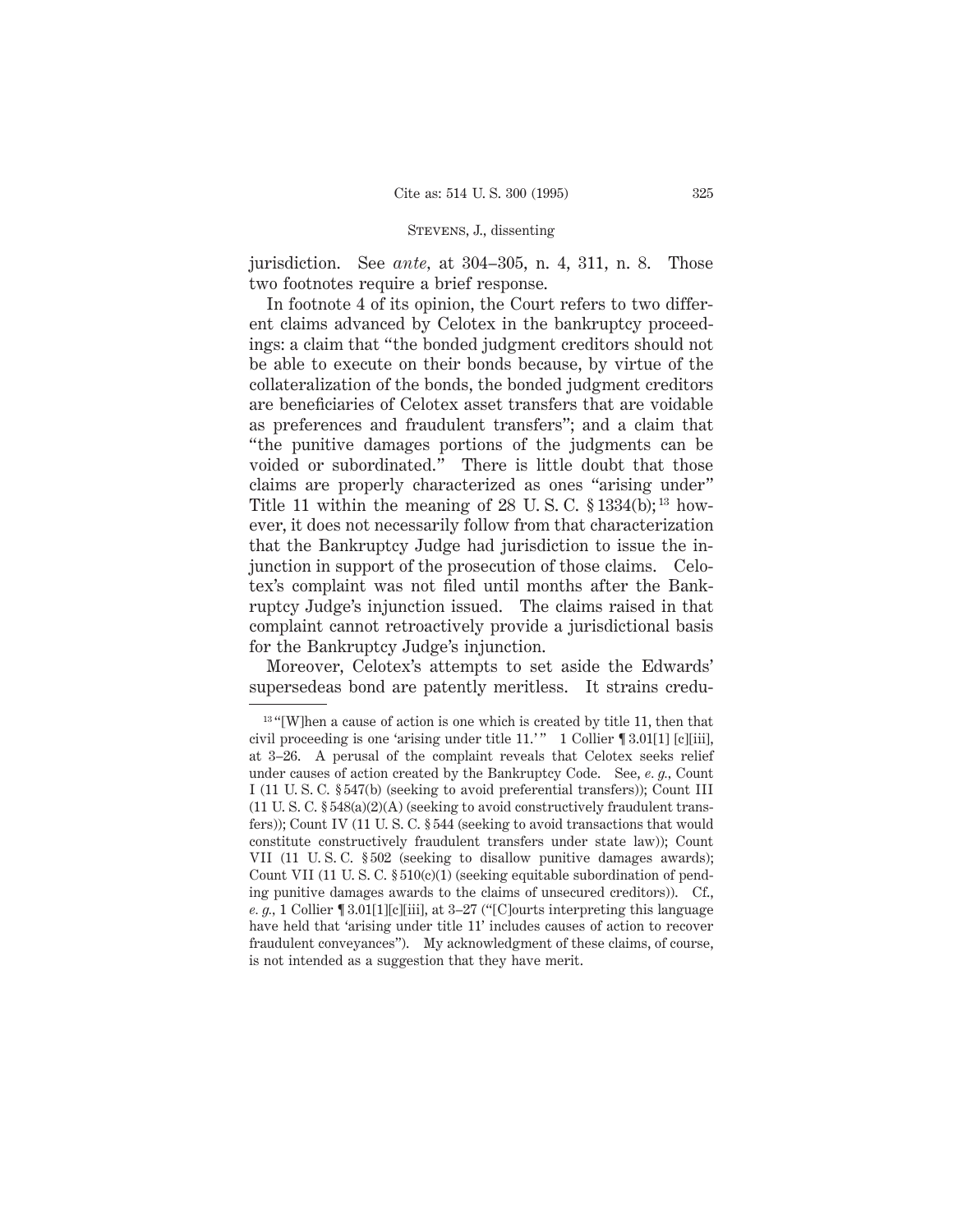jurisdiction. See *ante*, at 304–305, n. 4, 311, n. 8. Those two footnotes require a brief response.

In footnote 4 of its opinion, the Court refers to two different claims advanced by Celotex in the bankruptcy proceedings: a claim that "the bonded judgment creditors should not be able to execute on their bonds because, by virtue of the collateralization of the bonds, the bonded judgment creditors are beneficiaries of Celotex asset transfers that are voidable as preferences and fraudulent transfers"; and a claim that "the punitive damages portions of the judgments can be voided or subordinated." There is little doubt that those claims are properly characterized as ones "arising under" Title 11 within the meaning of 28 U. S. C. § 1334(b);[13] however, it does not necessarily follow from that characterization that the Bankruptcy Judge had jurisdiction to issue the injunction in support of the prosecution of those claims. Celotex's complaint was not filed until months after the Bankruptcy Judge's injunction issued. The claims raised in that complaint cannot retroactively provide a jurisdictional basis for the Bankruptcy Judge's injunction.

Moreover, Celotex's attempts to set aside the Edwards' supersedeas bond are patently meritless. It strains credu-

---

[13] "[W]hen a cause of action is one which is created by title 11, then that civil proceeding is one 'arising under title 11.'" 1 Collier ¶ 3.01[1] [c][iii], at 3–26. A perusal of the complaint reveals that Celotex seeks relief under causes of action created by the Bankruptcy Code. See, *e. g.*, Count I (11 U. S. C. § 547(b) (seeking to avoid preferential transfers)); Count III (11 U. S. C. § 548(a)(2)(A) (seeking to avoid constructively fraudulent transfers)); Count IV (11 U. S. C. § 544 (seeking to avoid transactions that would constitute constructively fraudulent transfers under state law)); Count VII (11 U. S. C. § 502 (seeking to disallow punitive damages awards); Count VII (11 U. S. C. § 510(c)(1) (seeking equitable subordination of pending punitive damages awards to the claims of unsecured creditors)). Cf., *e. g.*, 1 Collier ¶ 3.01[1][c][iii], at 3–27 ("[C]ourts interpreting this language have held that 'arising under title 11' includes causes of action to recover fraudulent conveyances"). My acknowledgment of these claims, of course, is not intended as a suggestion that they have merit.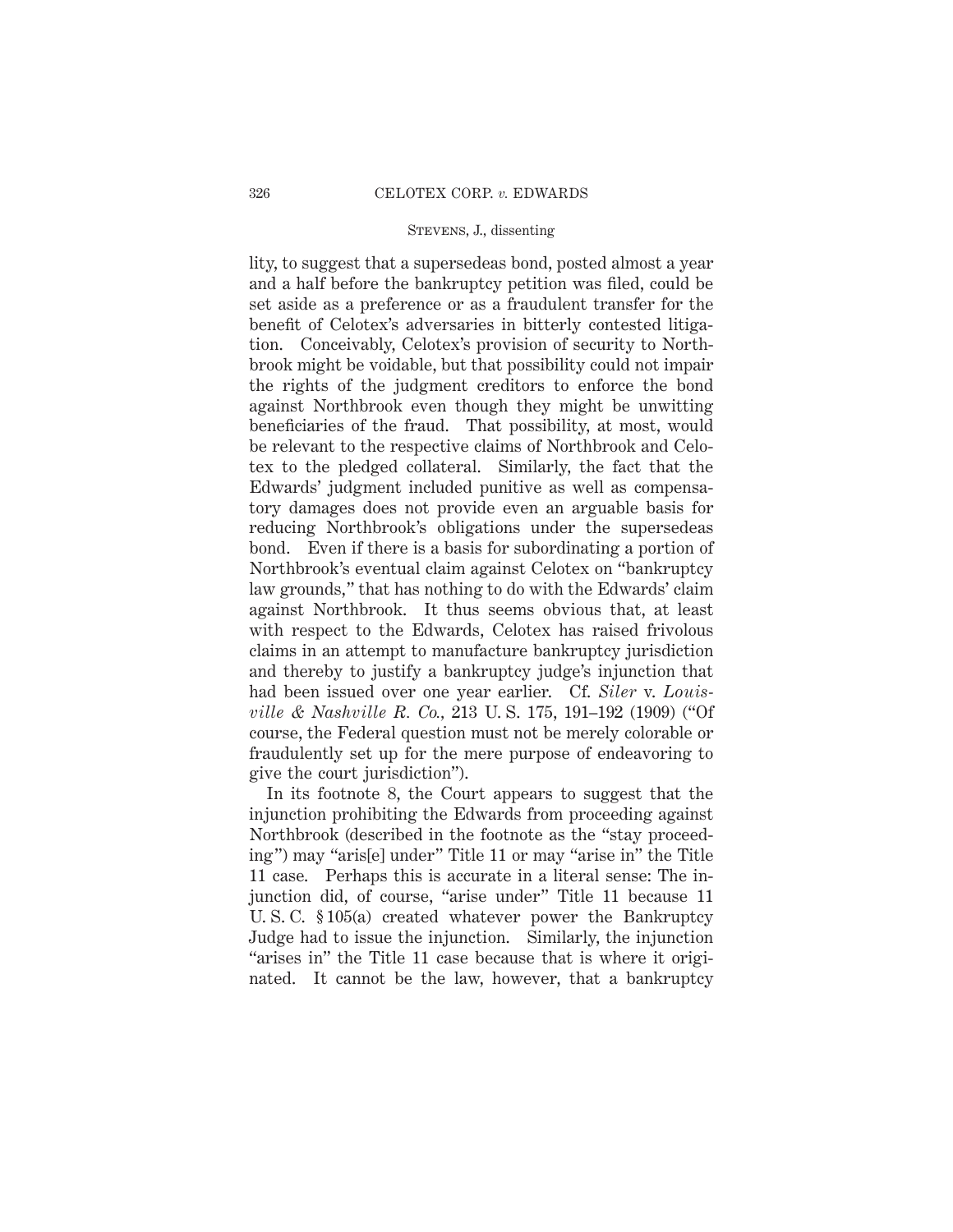lity, to suggest that a supersedeas bond, posted almost a year and a half before the bankruptcy petition was filed, could be set aside as a preference or as a fraudulent transfer for the benefit of Celotex's adversaries in bitterly contested litigation. Conceivably, Celotex's provision of security to Northbrook might be voidable, but that possibility could not impair the rights of the judgment creditors to enforce the bond against Northbrook even though they might be unwitting beneficiaries of the fraud. That possibility, at most, would be relevant to the respective claims of Northbrook and Celotex to the pledged collateral. Similarly, the fact that the Edwards' judgment included punitive as well as compensatory damages does not provide even an arguable basis for reducing Northbrook's obligations under the supersedeas bond. Even if there is a basis for subordinating a portion of Northbrook's eventual claim against Celotex on "bankruptcy law grounds," that has nothing to do with the Edwards' claim against Northbrook. It thus seems obvious that, at least with respect to the Edwards, Celotex has raised frivolous claims in an attempt to manufacture bankruptcy jurisdiction and thereby to justify a bankruptcy judge's injunction that had been issued over one year earlier. Cf. *Siler* v. *Louisville & Nashville R. Co.*, 213 U. S. 175, 191–192 (1909) ("Of course, the Federal question must not be merely colorable or fraudulently set up for the mere purpose of endeavoring to give the court jurisdiction").

In its footnote 8, the Court appears to suggest that the injunction prohibiting the Edwards from proceeding against Northbrook (described in the footnote as the "stay proceeding") may "aris[e] under" Title 11 or may "arise in" the Title 11 case. Perhaps this is accurate in a literal sense: The injunction did, of course, "arise under" Title 11 because 11 U. S. C. § 105(a) created whatever power the Bankruptcy Judge had to issue the injunction. Similarly, the injunction "arises in" the Title 11 case because that is where it originated. It cannot be the law, however, that a bankruptcy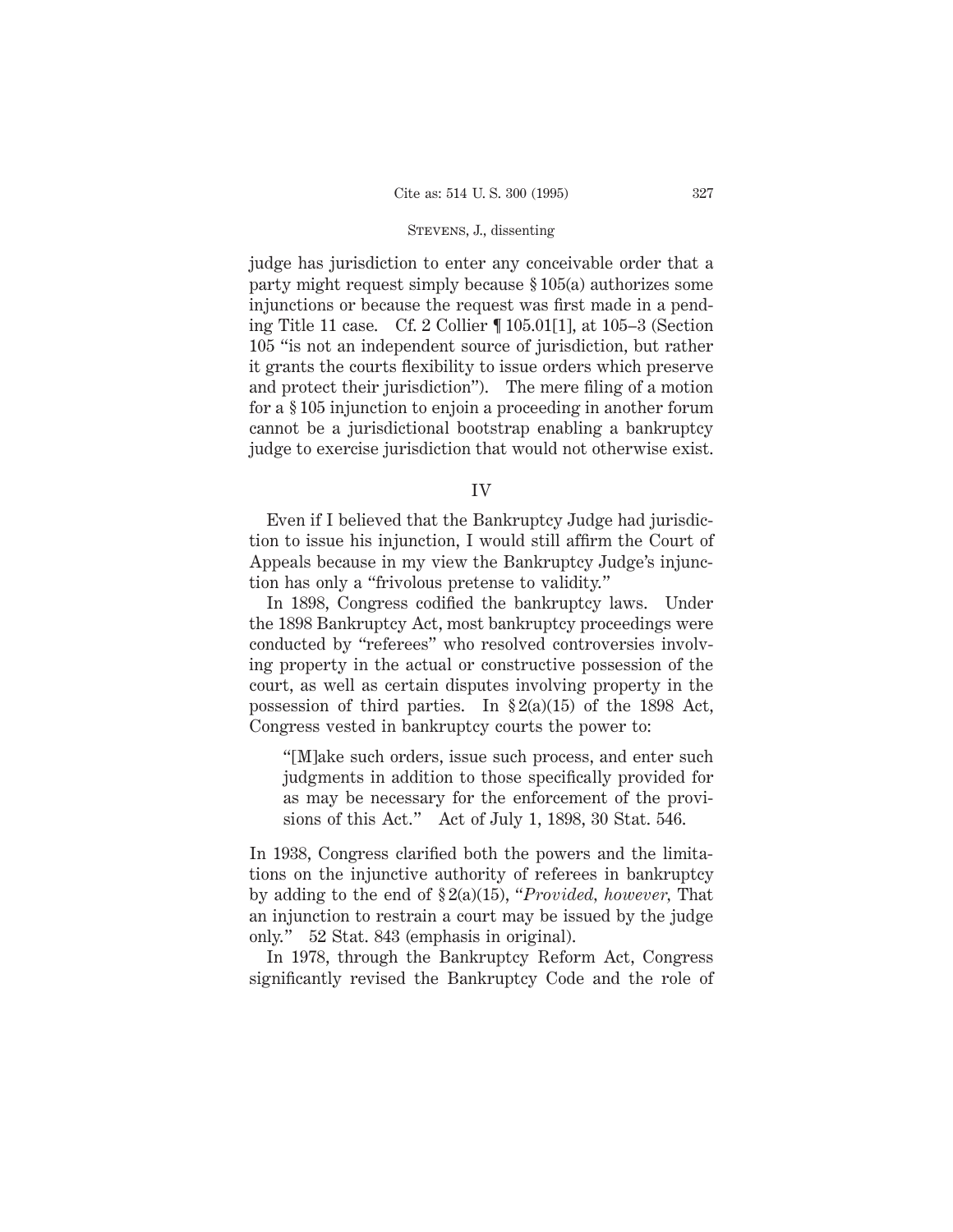judge has jurisdiction to enter any conceivable order that a party might request simply because § 105(a) authorizes some injunctions or because the request was first made in a pending Title 11 case. Cf. 2 Collier ¶ 105.01[1], at 105–3 (Section 105 "is not an independent source of jurisdiction, but rather it grants the courts flexibility to issue orders which preserve and protect their jurisdiction"). The mere filing of a motion for a § 105 injunction to enjoin a proceeding in another forum cannot be a jurisdictional bootstrap enabling a bankruptcy judge to exercise jurisdiction that would not otherwise exist.

## IV

Even if I believed that the Bankruptcy Judge had jurisdiction to issue his injunction, I would still affirm the Court of Appeals because in my view the Bankruptcy Judge's injunction has only a "frivolous pretense to validity."

In 1898, Congress codified the bankruptcy laws. Under the 1898 Bankruptcy Act, most bankruptcy proceedings were conducted by "referees" who resolved controversies involving property in the actual or constructive possession of the court, as well as certain disputes involving property in the possession of third parties. In § 2(a)(15) of the 1898 Act, Congress vested in bankruptcy courts the power to:

> "[M]ake such orders, issue such process, and enter such judgments in addition to those specifically provided for as may be necessary for the enforcement of the provisions of this Act." Act of July 1, 1898, 30 Stat. 546.

In 1938, Congress clarified both the powers and the limitations on the injunctive authority of referees in bankruptcy by adding to the end of § 2(a)(15), "*Provided, however,* That an injunction to restrain a court may be issued by the judge only." 52 Stat. 843 (emphasis in original).

In 1978, through the Bankruptcy Reform Act, Congress significantly revised the Bankruptcy Code and the role of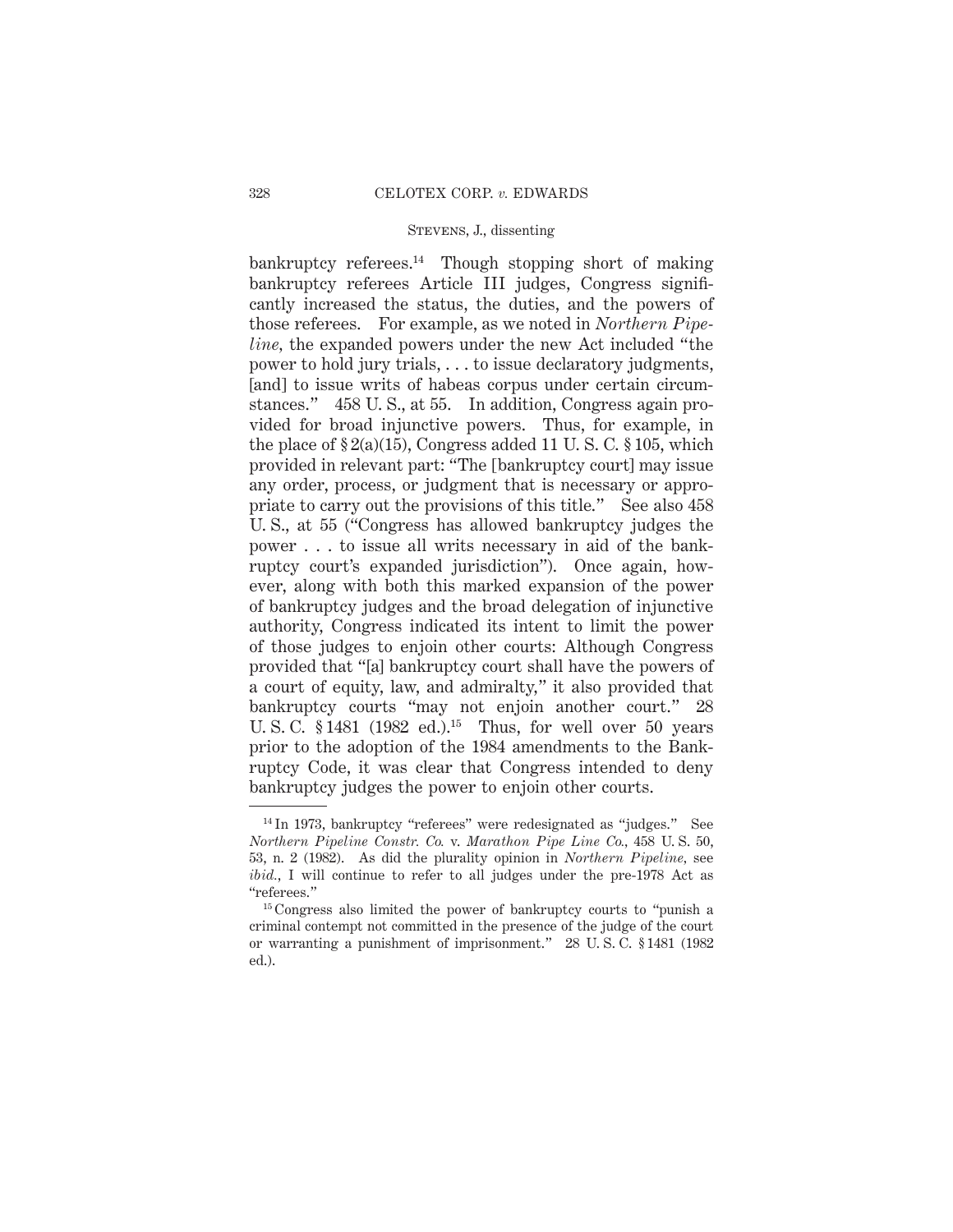bankruptcy referees.[14] Though stopping short of making bankruptcy referees Article III judges, Congress significantly increased the status, the duties, and the powers of those referees. For example, as we noted in *Northern Pipeline,* the expanded powers under the new Act included "the power to hold jury trials, . . . to issue declaratory judgments, [and] to issue writs of habeas corpus under certain circumstances." 458 U. S., at 55. In addition, Congress again provided for broad injunctive powers. Thus, for example, in the place of § 2(a)(15), Congress added 11 U. S. C. § 105, which provided in relevant part: "The [bankruptcy court] may issue any order, process, or judgment that is necessary or appropriate to carry out the provisions of this title." See also 458 U. S., at 55 ("Congress has allowed bankruptcy judges the power . . . to issue all writs necessary in aid of the bankruptcy court's expanded jurisdiction"). Once again, however, along with both this marked expansion of the power of bankruptcy judges and the broad delegation of injunctive authority, Congress indicated its intent to limit the power of those judges to enjoin other courts: Although Congress provided that "[a] bankruptcy court shall have the powers of a court of equity, law, and admiralty," it also provided that bankruptcy courts "may not enjoin another court." 28 U. S. C. § 1481 (1982 ed.).[15] Thus, for well over 50 years prior to the adoption of the 1984 amendments to the Bankruptcy Code, it was clear that Congress intended to deny bankruptcy judges the power to enjoin other courts.

---

[14] In 1973, bankruptcy "referees" were redesignated as "judges." See *Northern Pipeline Constr. Co.* v. *Marathon Pipe Line Co.,* 458 U. S. 50, 53, n. 2 (1982). As did the plurality opinion in *Northern Pipeline,* see *ibid.,* I will continue to refer to all judges under the pre-1978 Act as "referees."

[15] Congress also limited the power of bankruptcy courts to "punish a criminal contempt not committed in the presence of the judge of the court or warranting a punishment of imprisonment." 28 U. S. C. § 1481 (1982 ed.).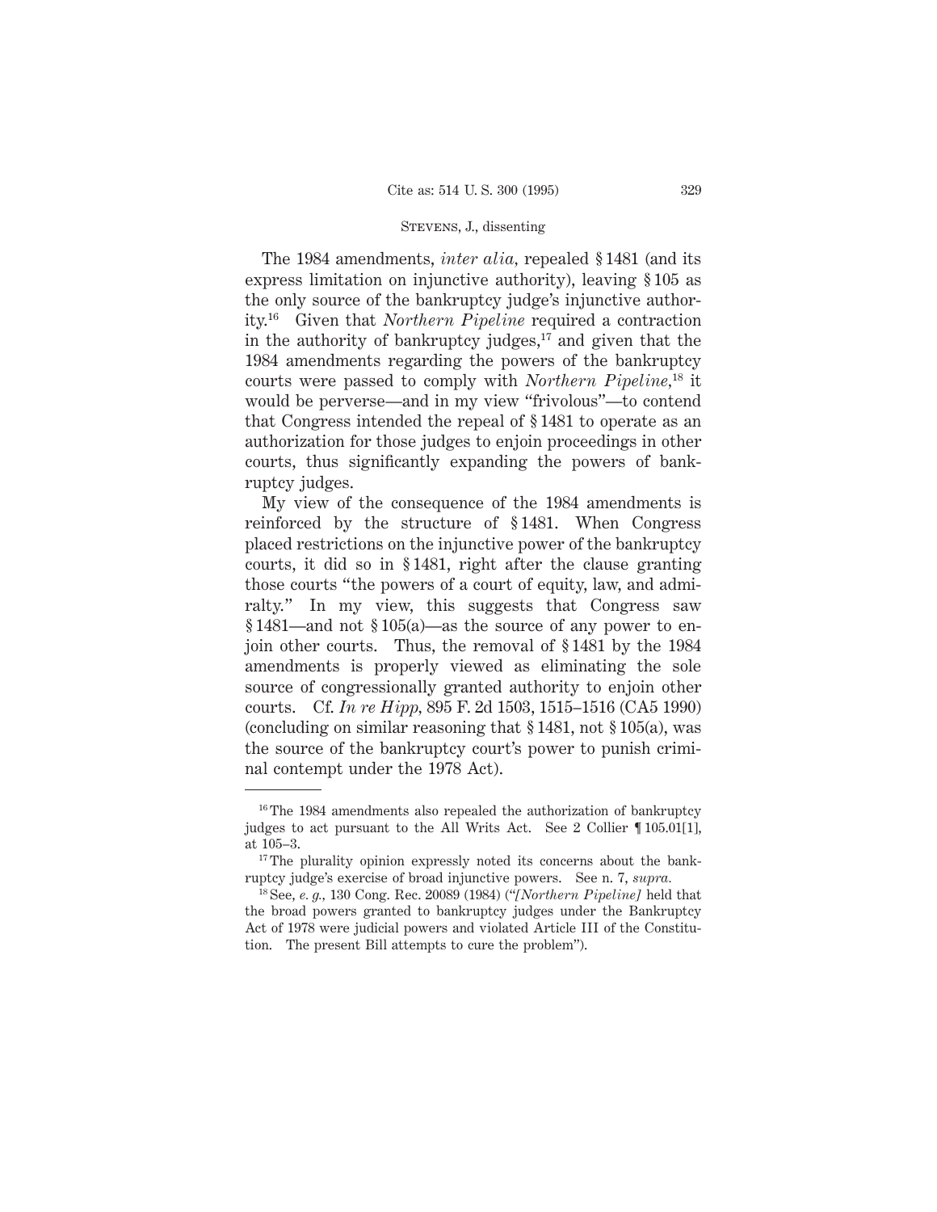The 1984 amendments, *inter alia,* repealed § 1481 (and its express limitation on injunctive authority), leaving § 105 as the only source of the bankruptcy judge's injunctive authority.[16] Given that *Northern Pipeline* required a contraction in the authority of bankruptcy judges,[17] and given that the 1984 amendments regarding the powers of the bankruptcy courts were passed to comply with *Northern Pipeline,*[18] it would be perverse—and in my view "frivolous"—to contend that Congress intended the repeal of § 1481 to operate as an authorization for those judges to enjoin proceedings in other courts, thus significantly expanding the powers of bankruptcy judges.

My view of the consequence of the 1984 amendments is reinforced by the structure of § 1481. When Congress placed restrictions on the injunctive power of the bankruptcy courts, it did so in § 1481, right after the clause granting those courts "the powers of a court of equity, law, and admiralty." In my view, this suggests that Congress saw § 1481—and not § 105(a)—as the source of any power to enjoin other courts. Thus, the removal of § 1481 by the 1984 amendments is properly viewed as eliminating the sole source of congressionally granted authority to enjoin other courts. Cf. *In re Hipp,* 895 F. 2d 1503, 1515–1516 (CA5 1990) (concluding on similar reasoning that § 1481, not § 105(a), was the source of the bankruptcy court's power to punish criminal contempt under the 1978 Act).

---

[16] The 1984 amendments also repealed the authorization of bankruptcy judges to act pursuant to the All Writs Act. See 2 Collier ¶ 105.01[1], at 105–3.

[17] The plurality opinion expressly noted its concerns about the bankruptcy judge's exercise of broad injunctive powers. See n. 7, *supra.*

[18] See, *e. g.,* 130 Cong. Rec. 20089 (1984) ("*[Northern Pipeline]* held that the broad powers granted to bankruptcy judges under the Bankruptcy Act of 1978 were judicial powers and violated Article III of the Constitution. The present Bill attempts to cure the problem").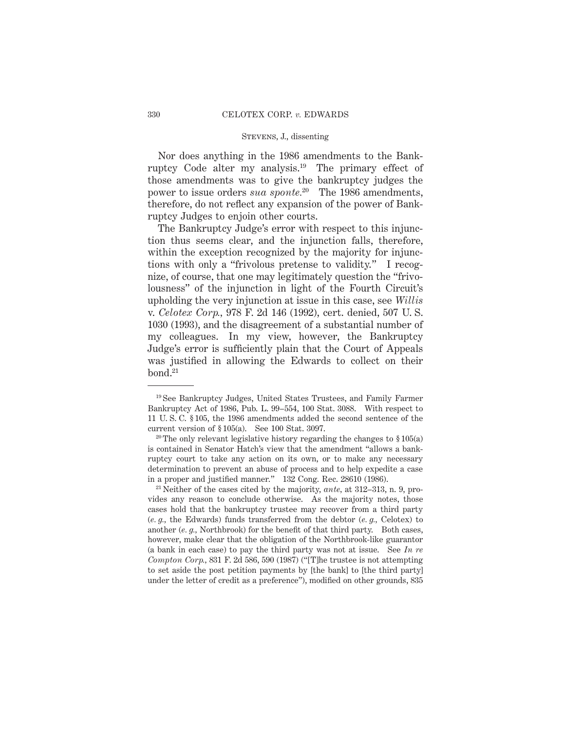Nor does anything in the 1986 amendments to the Bankruptcy Code alter my analysis.[19] The primary effect of those amendments was to give the bankruptcy judges the power to issue orders *sua sponte*.[20] The 1986 amendments, therefore, do not reflect any expansion of the power of Bankruptcy Judges to enjoin other courts.

The Bankruptcy Judge's error with respect to this injunction thus seems clear, and the injunction falls, therefore, within the exception recognized by the majority for injunctions with only a "frivolous pretense to validity." I recognize, of course, that one may legitimately question the "frivolousness" of the injunction in light of the Fourth Circuit's upholding the very injunction at issue in this case, see *Willis* v. *Celotex Corp.*, 978 F. 2d 146 (1992), cert. denied, 507 U. S. 1030 (1993), and the disagreement of a substantial number of my colleagues. In my view, however, the Bankruptcy Judge's error is sufficiently plain that the Court of Appeals was justified in allowing the Edwards to collect on their bond.[21]

---

[19] See Bankruptcy Judges, United States Trustees, and Family Farmer Bankruptcy Act of 1986, Pub. L. 99–554, 100 Stat. 3088. With respect to 11 U. S. C. § 105, the 1986 amendments added the second sentence of the current version of § 105(a). See 100 Stat. 3097.

[20] The only relevant legislative history regarding the changes to § 105(a) is contained in Senator Hatch's view that the amendment "allows a bankruptcy court to take any action on its own, or to make any necessary determination to prevent an abuse of process and to help expedite a case in a proper and justified manner." 132 Cong. Rec. 28610 (1986).

[21] Neither of the cases cited by the majority, *ante*, at 312–313, n. 9, provides any reason to conclude otherwise. As the majority notes, those cases hold that the bankruptcy trustee may recover from a third party (*e. g.*, the Edwards) funds transferred from the debtor (*e. g.*, Celotex) to another (*e. g.*, Northbrook) for the benefit of that third party. Both cases, however, make clear that the obligation of the Northbrook-like guarantor (a bank in each case) to pay the third party was not at issue. See *In re Compton Corp.*, 831 F. 2d 586, 590 (1987) ("[T]he trustee is not attempting to set aside the post petition payments by [the bank] to [the third party] under the letter of credit as a preference"), modified on other grounds, 835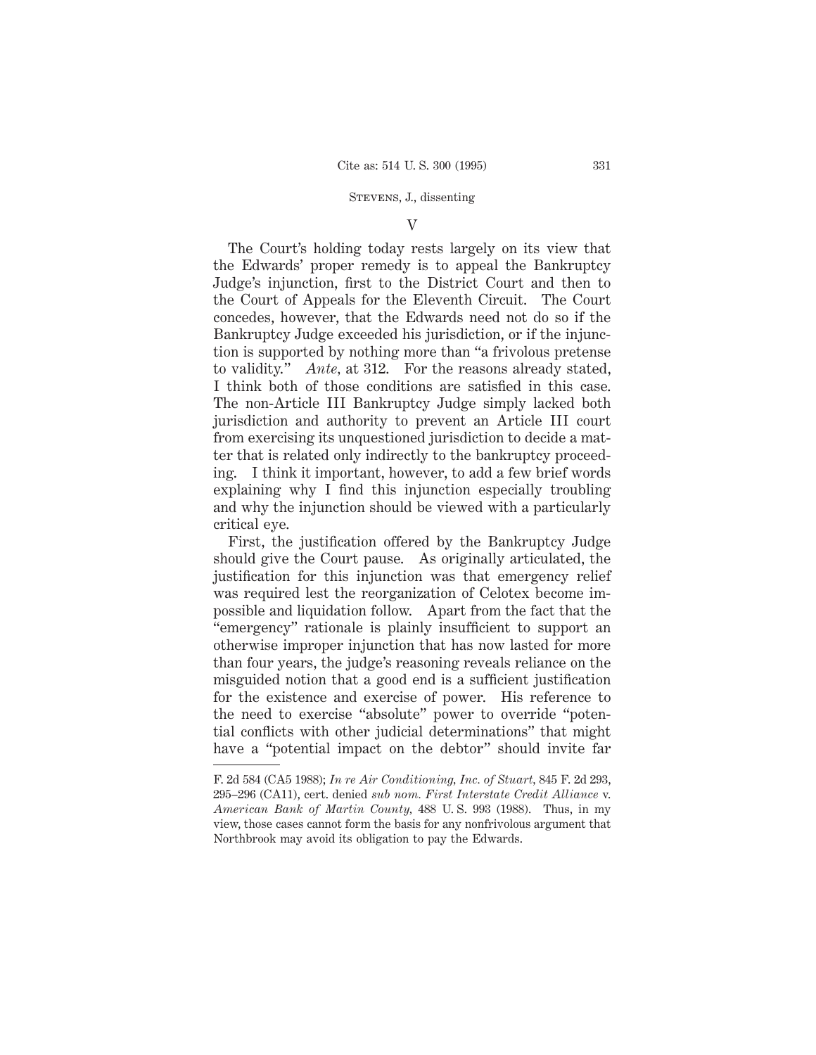V

The Court's holding today rests largely on its view that the Edwards' proper remedy is to appeal the Bankruptcy Judge's injunction, first to the District Court and then to the Court of Appeals for the Eleventh Circuit. The Court concedes, however, that the Edwards need not do so if the Bankruptcy Judge exceeded his jurisdiction, or if the injunction is supported by nothing more than "a frivolous pretense to validity." *Ante,* at 312. For the reasons already stated, I think both of those conditions are satisfied in this case. The non-Article III Bankruptcy Judge simply lacked both jurisdiction and authority to prevent an Article III court from exercising its unquestioned jurisdiction to decide a matter that is related only indirectly to the bankruptcy proceeding. I think it important, however, to add a few brief words explaining why I find this injunction especially troubling and why the injunction should be viewed with a particularly critical eye.

First, the justification offered by the Bankruptcy Judge should give the Court pause. As originally articulated, the justification for this injunction was that emergency relief was required lest the reorganization of Celotex become impossible and liquidation follow. Apart from the fact that the "emergency" rationale is plainly insufficient to support an otherwise improper injunction that has now lasted for more than four years, the judge's reasoning reveals reliance on the misguided notion that a good end is a sufficient justification for the existence and exercise of power. His reference to the need to exercise "absolute" power to override "potential conflicts with other judicial determinations" that might have a "potential impact on the debtor" should invite far

---

F. 2d 584 (CA5 1988); *In re Air Conditioning, Inc. of Stuart,* 845 F. 2d 293, 295–296 (CA11), cert. denied *sub nom. First Interstate Credit Alliance* v. *American Bank of Martin County,* 488 U. S. 993 (1988). Thus, in my view, those cases cannot form the basis for any nonfrivolous argument that Northbrook may avoid its obligation to pay the Edwards.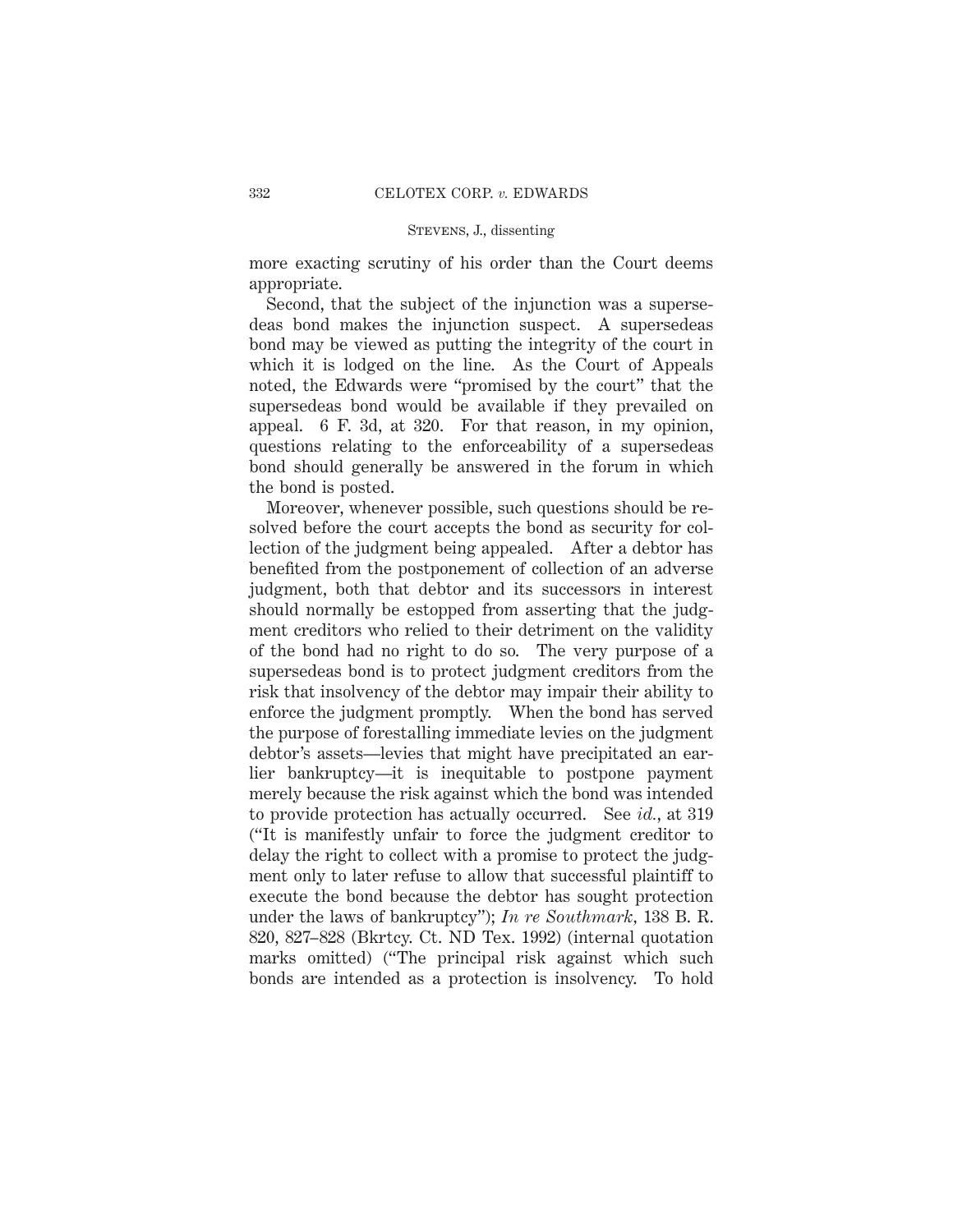more exacting scrutiny of his order than the Court deems appropriate.

Second, that the subject of the injunction was a supersedeas bond makes the injunction suspect. A supersedeas bond may be viewed as putting the integrity of the court in which it is lodged on the line. As the Court of Appeals noted, the Edwards were "promised by the court" that the supersedeas bond would be available if they prevailed on appeal. 6 F. 3d, at 320. For that reason, in my opinion, questions relating to the enforceability of a supersedeas bond should generally be answered in the forum in which the bond is posted.

Moreover, whenever possible, such questions should be resolved before the court accepts the bond as security for collection of the judgment being appealed. After a debtor has benefited from the postponement of collection of an adverse judgment, both that debtor and its successors in interest should normally be estopped from asserting that the judgment creditors who relied to their detriment on the validity of the bond had no right to do so. The very purpose of a supersedeas bond is to protect judgment creditors from the risk that insolvency of the debtor may impair their ability to enforce the judgment promptly. When the bond has served the purpose of forestalling immediate levies on the judgment debtor's assets—levies that might have precipitated an earlier bankruptcy—it is inequitable to postpone payment merely because the risk against which the bond was intended to provide protection has actually occurred. See *id.*, at 319 ("It is manifestly unfair to force the judgment creditor to delay the right to collect with a promise to protect the judgment only to later refuse to allow that successful plaintiff to execute the bond because the debtor has sought protection under the laws of bankruptcy"); *In re Southmark*, 138 B. R. 820, 827–828 (Bkrtcy. Ct. ND Tex. 1992) (internal quotation marks omitted) ("The principal risk against which such bonds are intended as a protection is insolvency. To hold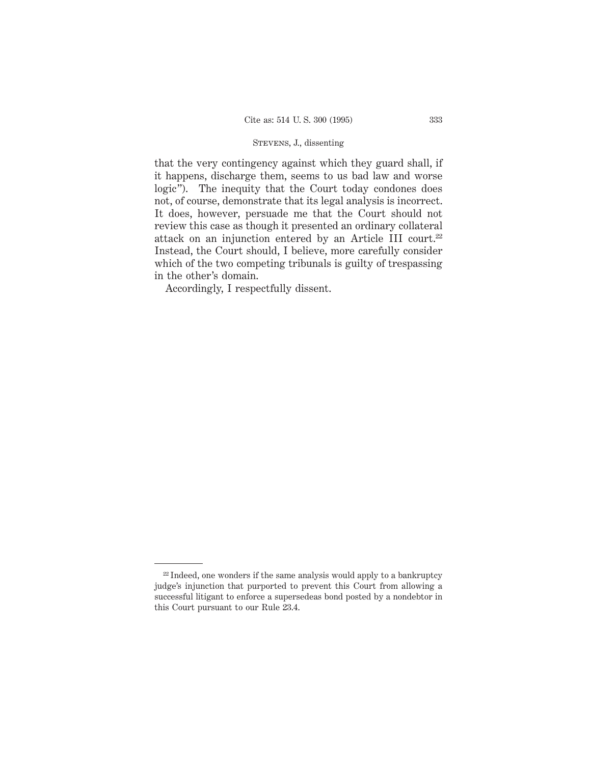that the very contingency against which they guard shall, if it happens, discharge them, seems to us bad law and worse logic"). The inequity that the Court today condones does not, of course, demonstrate that its legal analysis is incorrect. It does, however, persuade me that the Court should not review this case as though it presented an ordinary collateral attack on an injunction entered by an Article III court.[22] Instead, the Court should, I believe, more carefully consider which of the two competing tribunals is guilty of trespassing in the other's domain.

Accordingly, I respectfully dissent.

---

[22] Indeed, one wonders if the same analysis would apply to a bankruptcy judge's injunction that purported to prevent this Court from allowing a successful litigant to enforce a supersedeas bond posted by a nondebtor in this Court pursuant to our Rule 23.4.